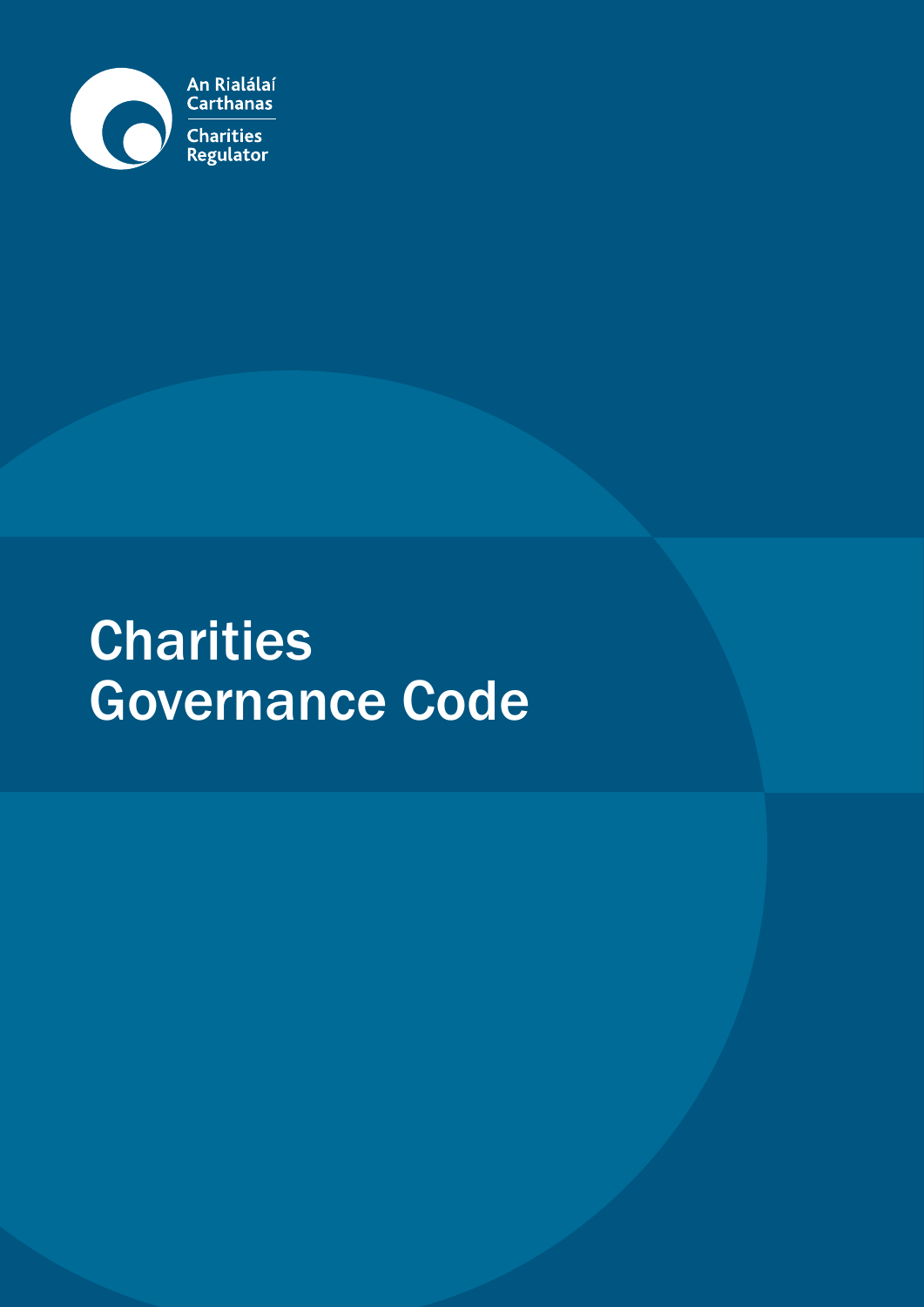An Rialálaí Carthanas

Charities Regulator

# Charities Governance Code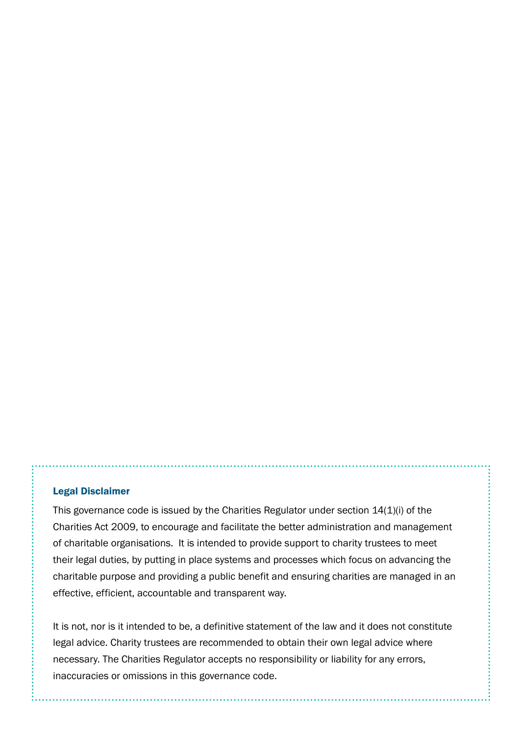## Legal Disclaimer

This governance code is issued by the Charities Regulator under section 14(1)(i) of the Charities Act 2009, to encourage and facilitate the better administration and management of charitable organisations. It is intended to provide support to charity trustees to meet their legal duties, by putting in place systems and processes which focus on advancing the charitable purpose and providing a public benefit and ensuring charities are managed in an effective, efficient, accountable and transparent way.

It is not, nor is it intended to be, a definitive statement of the law and it does not constitute legal advice. Charity trustees are recommended to obtain their own legal advice where necessary. The Charities Regulator accepts no responsibility or liability for any errors, inaccuracies or omissions in this governance code.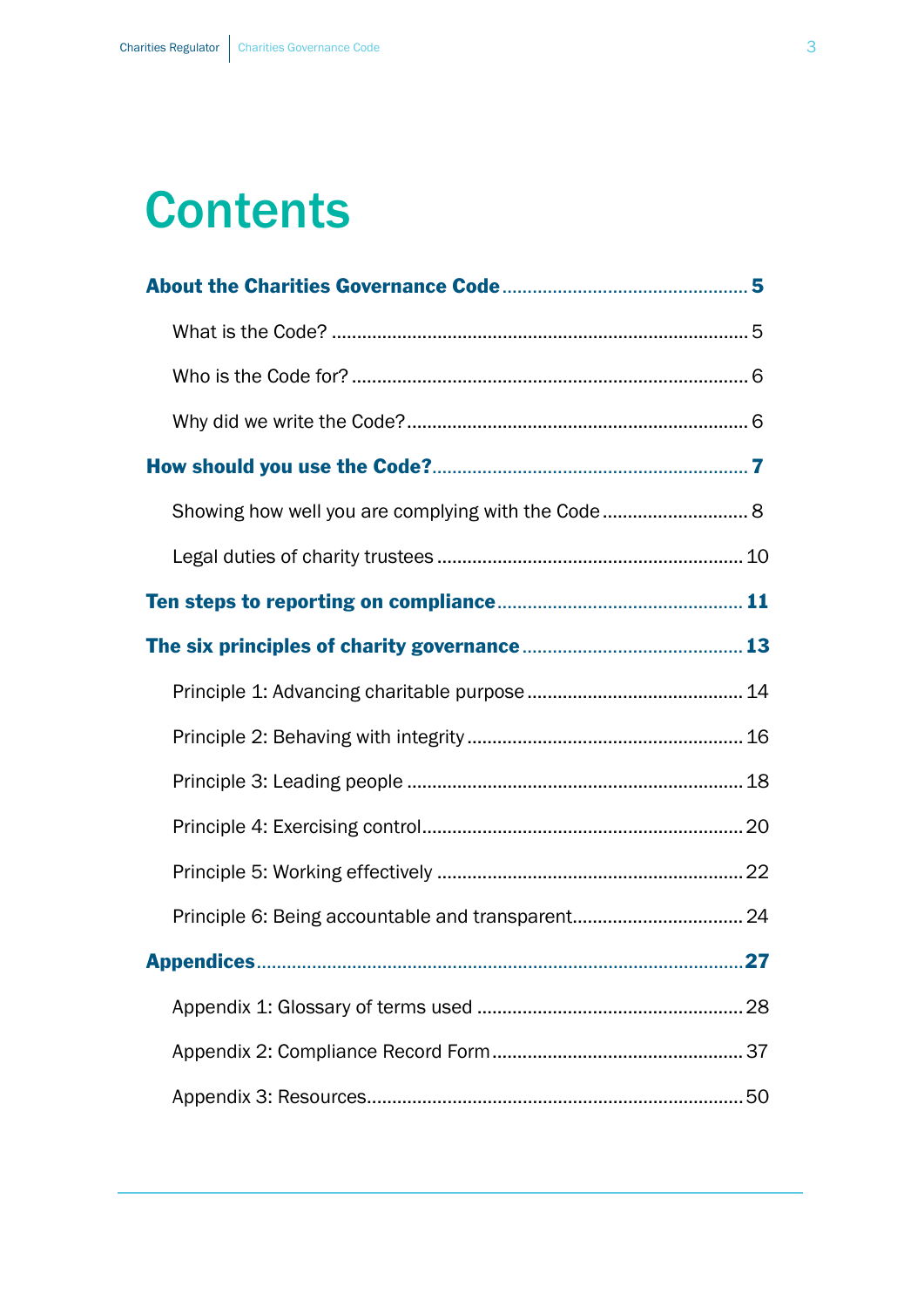# Contents

**About the Charities Governance Code** ..... **5**

- What is the Code? ..... 5
- Who is the Code for? ..... 6
- Why did we write the Code? ..... 6

**How should you use the Code?** ..... **7**

- Showing how well you are complying with the Code ..... 8
- Legal duties of charity trustees ..... 10

**Ten steps to reporting on compliance** ..... **11**

**The six principles of charity governance** ..... **13**

- Principle 1: Advancing charitable purpose ..... 14
- Principle 2: Behaving with integrity ..... 16
- Principle 3: Leading people ..... 18
- Principle 4: Exercising control ..... 20
- Principle 5: Working effectively ..... 22
- Principle 6: Being accountable and transparent ..... 24

**Appendices** ..... **27**

- Appendix 1: Glossary of terms used ..... 28
- Appendix 2: Compliance Record Form ..... 37
- Appendix 3: Resources ..... 50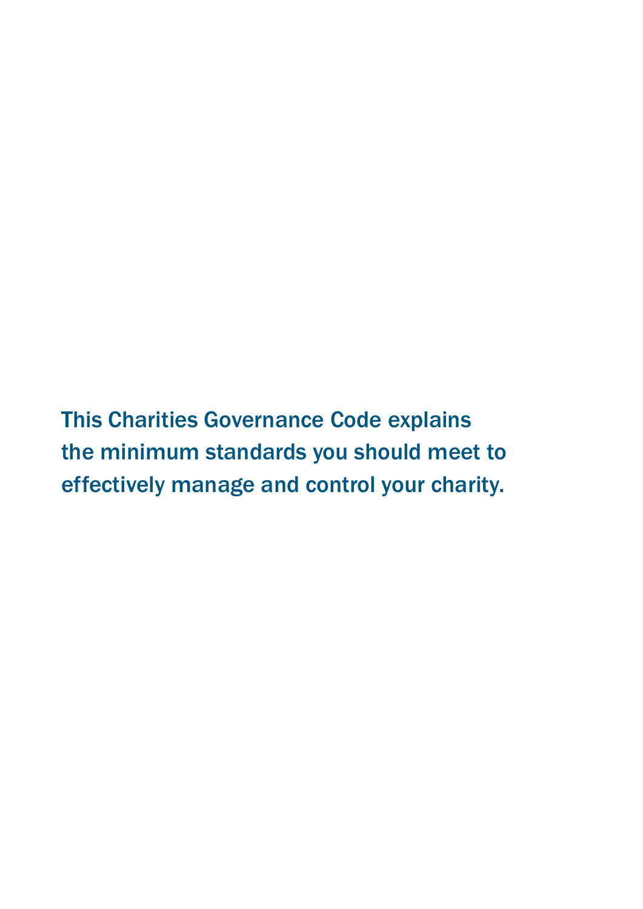This Charities Governance Code explains the minimum standards you should meet to effectively manage and control your charity.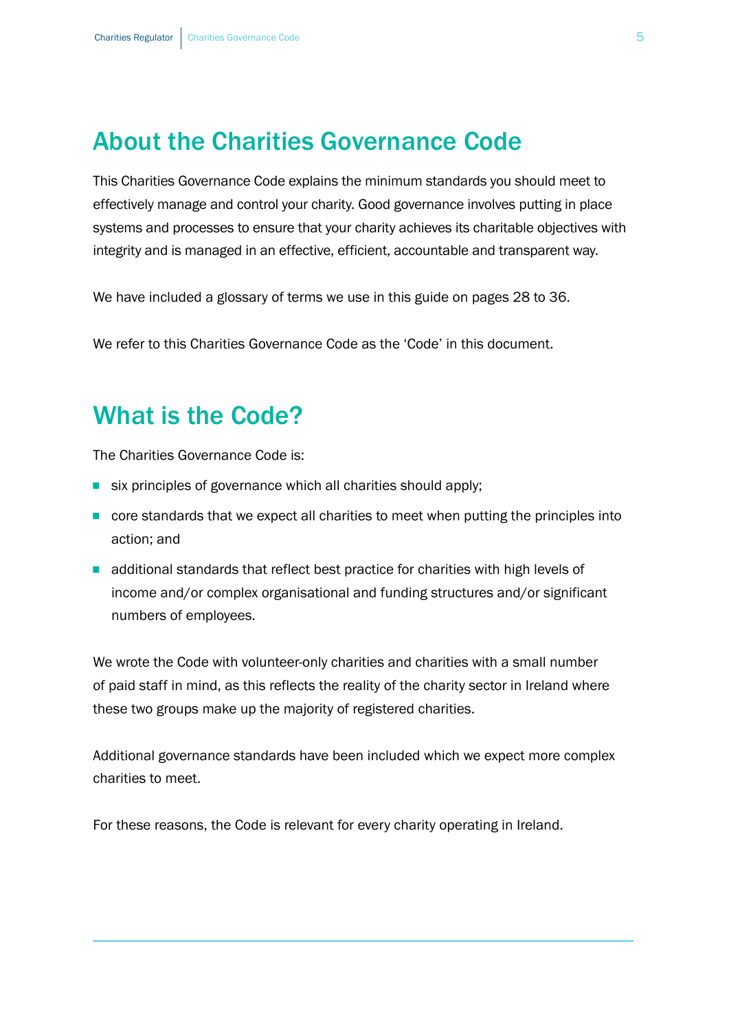## About the Charities Governance Code

This Charities Governance Code explains the minimum standards you should meet to effectively manage and control your charity. Good governance involves putting in place systems and processes to ensure that your charity achieves its charitable objectives with integrity and is managed in an effective, efficient, accountable and transparent way.

We have included a glossary of terms we use in this guide on pages 28 to 36.

We refer to this Charities Governance Code as the 'Code' in this document.

## What is the Code?

The Charities Governance Code is:

- six principles of governance which all charities should apply;
- core standards that we expect all charities to meet when putting the principles into action; and
- additional standards that reflect best practice for charities with high levels of income and/or complex organisational and funding structures and/or significant numbers of employees.

We wrote the Code with volunteer-only charities and charities with a small number of paid staff in mind, as this reflects the reality of the charity sector in Ireland where these two groups make up the majority of registered charities.

Additional governance standards have been included which we expect more complex charities to meet.

For these reasons, the Code is relevant for every charity operating in Ireland.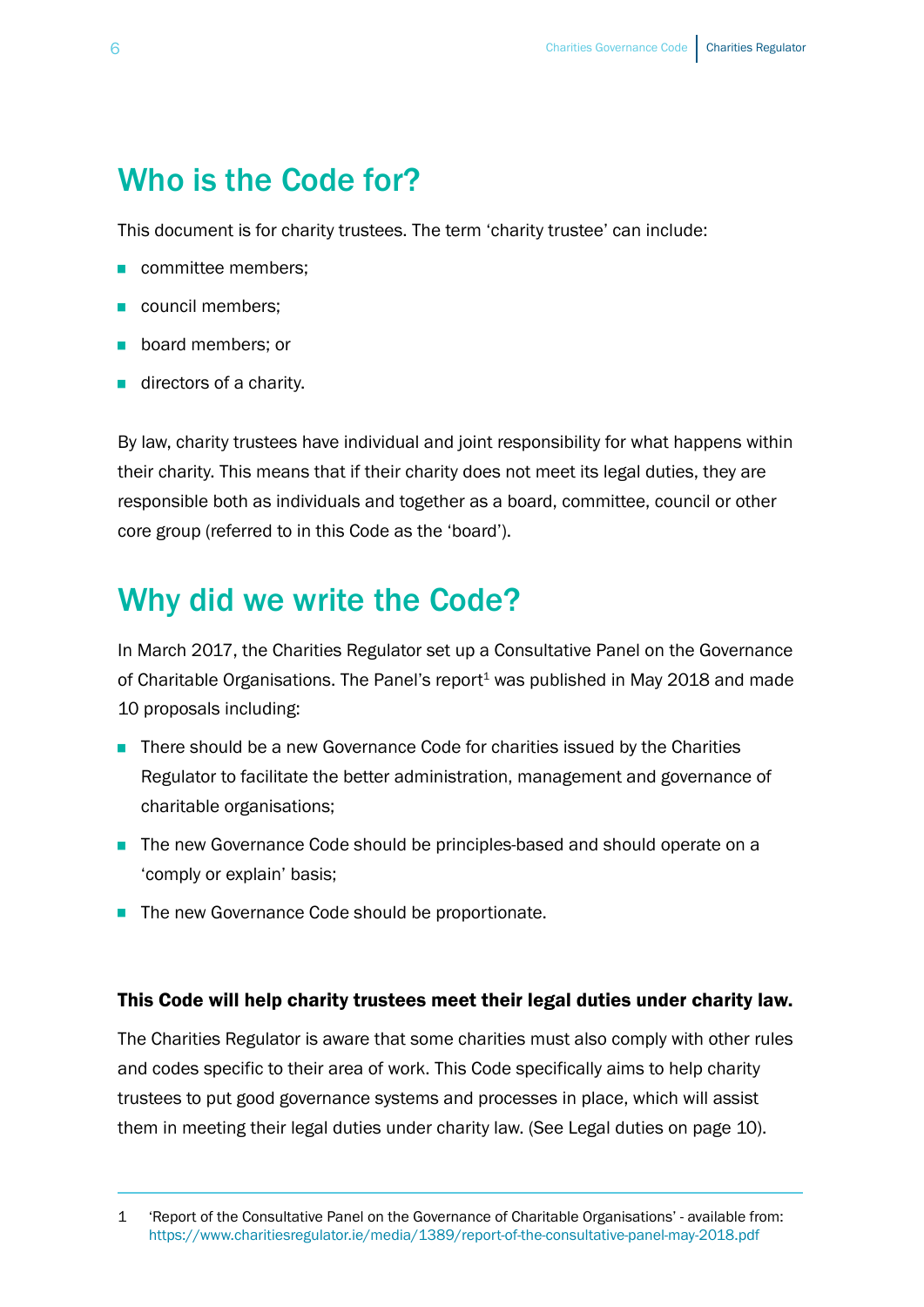## Who is the Code for?

This document is for charity trustees. The term 'charity trustee' can include:

- committee members;
- council members;
- board members; or
- directors of a charity.

By law, charity trustees have individual and joint responsibility for what happens within their charity. This means that if their charity does not meet its legal duties, they are responsible both as individuals and together as a board, committee, council or other core group (referred to in this Code as the 'board').

## Why did we write the Code?

In March 2017, the Charities Regulator set up a Consultative Panel on the Governance of Charitable Organisations. The Panel's report[1] was published in May 2018 and made 10 proposals including:

- There should be a new Governance Code for charities issued by the Charities Regulator to facilitate the better administration, management and governance of charitable organisations;
- The new Governance Code should be principles-based and should operate on a 'comply or explain' basis;
- The new Governance Code should be proportionate.

**This Code will help charity trustees meet their legal duties under charity law.**

The Charities Regulator is aware that some charities must also comply with other rules and codes specific to their area of work. This Code specifically aims to help charity trustees to put good governance systems and processes in place, which will assist them in meeting their legal duties under charity law. (See Legal duties on page 10).

---

1 'Report of the Consultative Panel on the Governance of Charitable Organisations' - available from: https://www.charitiesregulator.ie/media/1389/report-of-the-consultative-panel-may-2018.pdf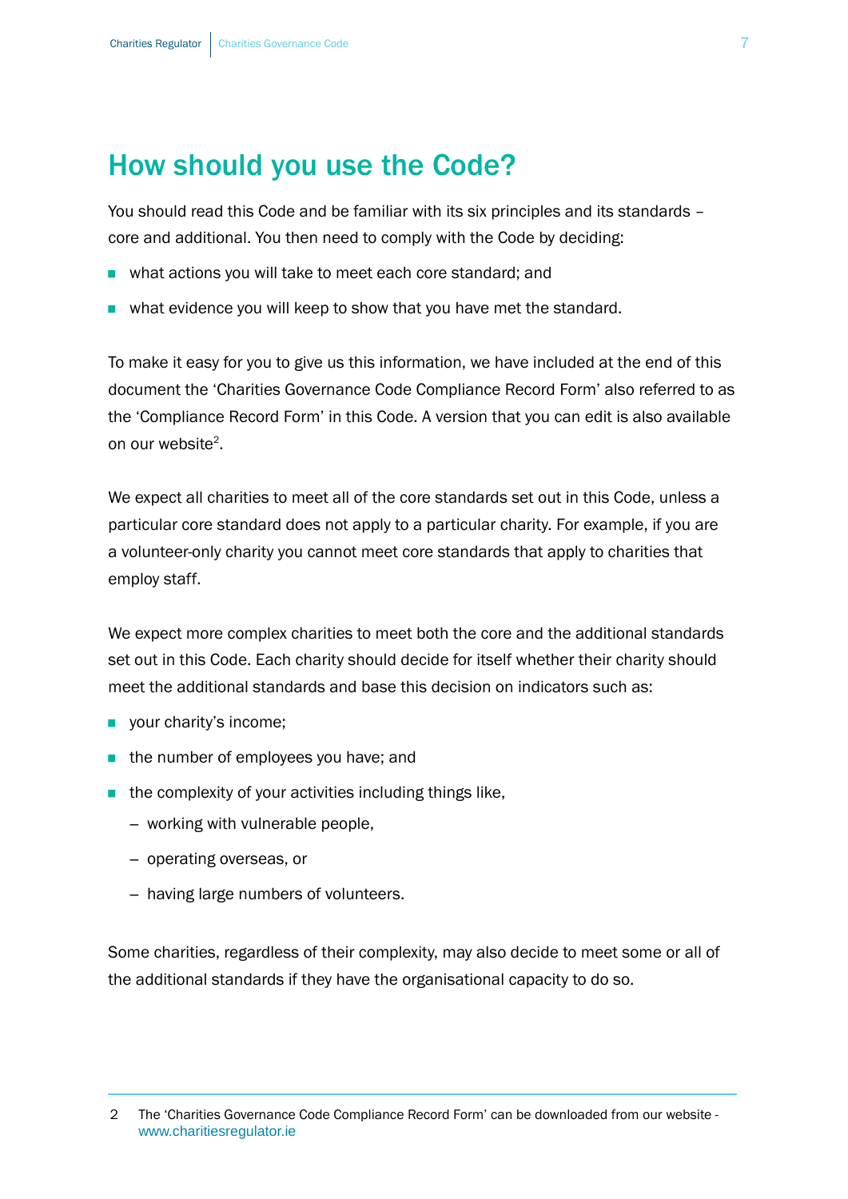# How should you use the Code?

You should read this Code and be familiar with its six principles and its standards – core and additional. You then need to comply with the Code by deciding:

- what actions you will take to meet each core standard; and
- what evidence you will keep to show that you have met the standard.

To make it easy for you to give us this information, we have included at the end of this document the 'Charities Governance Code Compliance Record Form' also referred to as the 'Compliance Record Form' in this Code. A version that you can edit is also available on our website[2].

We expect all charities to meet all of the core standards set out in this Code, unless a particular core standard does not apply to a particular charity. For example, if you are a volunteer-only charity you cannot meet core standards that apply to charities that employ staff.

We expect more complex charities to meet both the core and the additional standards set out in this Code. Each charity should decide for itself whether their charity should meet the additional standards and base this decision on indicators such as:

- your charity's income;
- the number of employees you have; and
- the complexity of your activities including things like,
  - working with vulnerable people,
  - operating overseas, or
  - having large numbers of volunteers.

Some charities, regardless of their complexity, may also decide to meet some or all of the additional standards if they have the organisational capacity to do so.

---

2 The 'Charities Governance Code Compliance Record Form' can be downloaded from our website - www.charitiesregulator.ie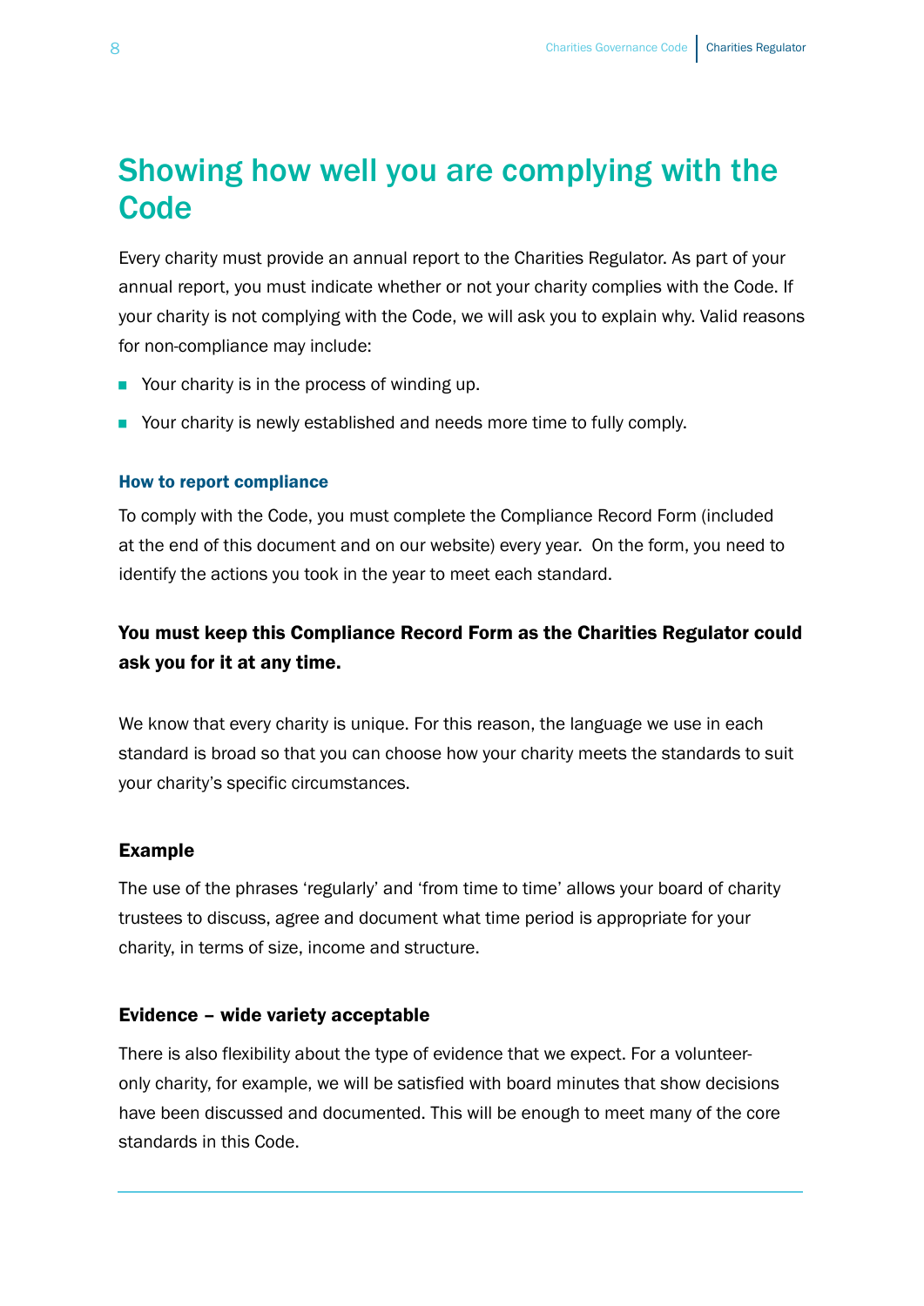# Showing how well you are complying with the Code

Every charity must provide an annual report to the Charities Regulator. As part of your annual report, you must indicate whether or not your charity complies with the Code. If your charity is not complying with the Code, we will ask you to explain why. Valid reasons for non-compliance may include:

- Your charity is in the process of winding up.
- Your charity is newly established and needs more time to fully comply.

### How to report compliance

To comply with the Code, you must complete the Compliance Record Form (included at the end of this document and on our website) every year. On the form, you need to identify the actions you took in the year to meet each standard.

**You must keep this Compliance Record Form as the Charities Regulator could ask you for it at any time.**

We know that every charity is unique. For this reason, the language we use in each standard is broad so that you can choose how your charity meets the standards to suit your charity's specific circumstances.

### Example

The use of the phrases 'regularly' and 'from time to time' allows your board of charity trustees to discuss, agree and document what time period is appropriate for your charity, in terms of size, income and structure.

### Evidence – wide variety acceptable

There is also flexibility about the type of evidence that we expect. For a volunteer-only charity, for example, we will be satisfied with board minutes that show decisions have been discussed and documented. This will be enough to meet many of the core standards in this Code.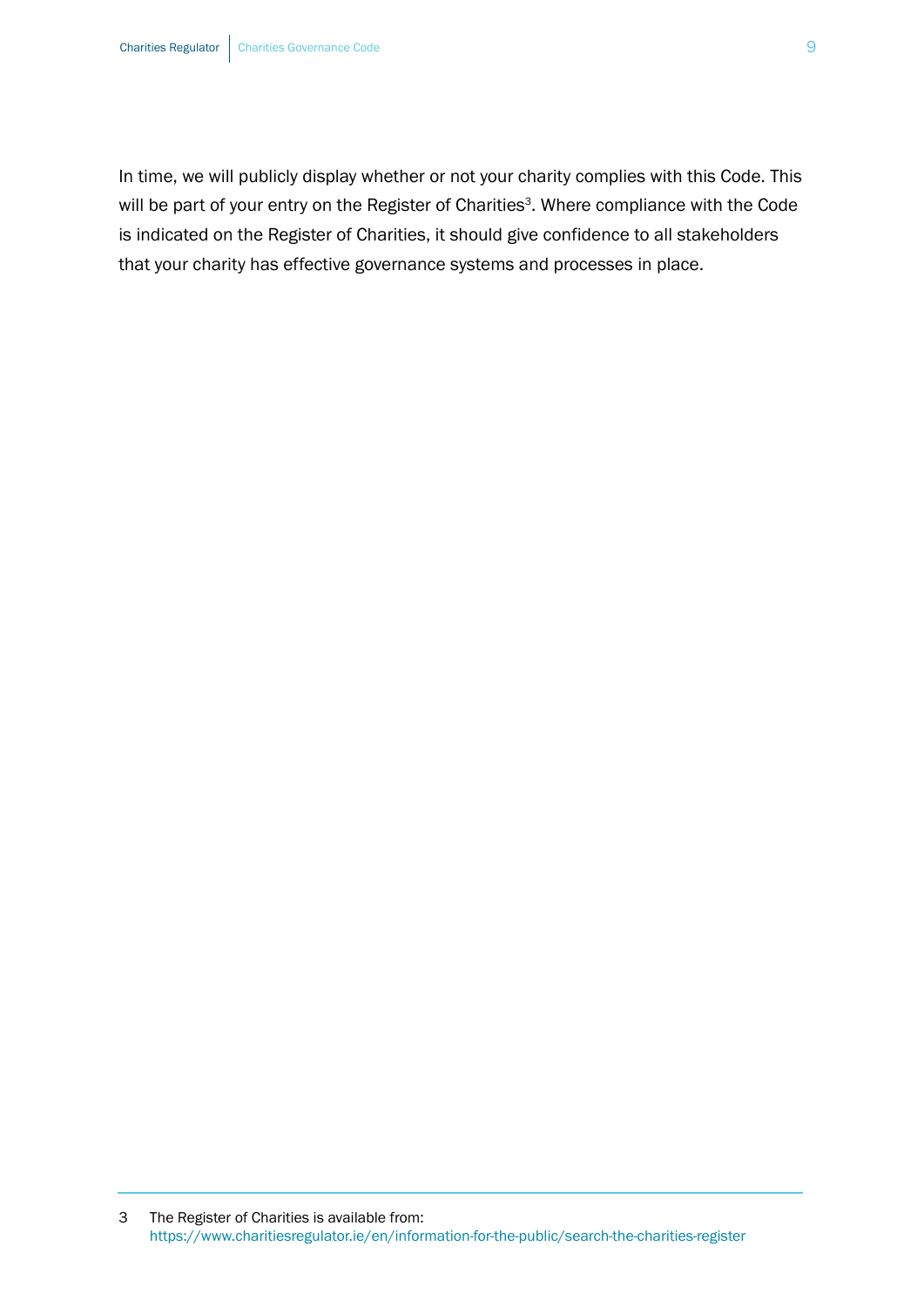In time, we will publicly display whether or not your charity complies with this Code. This will be part of your entry on the Register of Charities[3]. Where compliance with the Code is indicated on the Register of Charities, it should give confidence to all stakeholders that your charity has effective governance systems and processes in place.

---

3 The Register of Charities is available from: https://www.charitiesregulator.ie/en/information-for-the-public/search-the-charities-register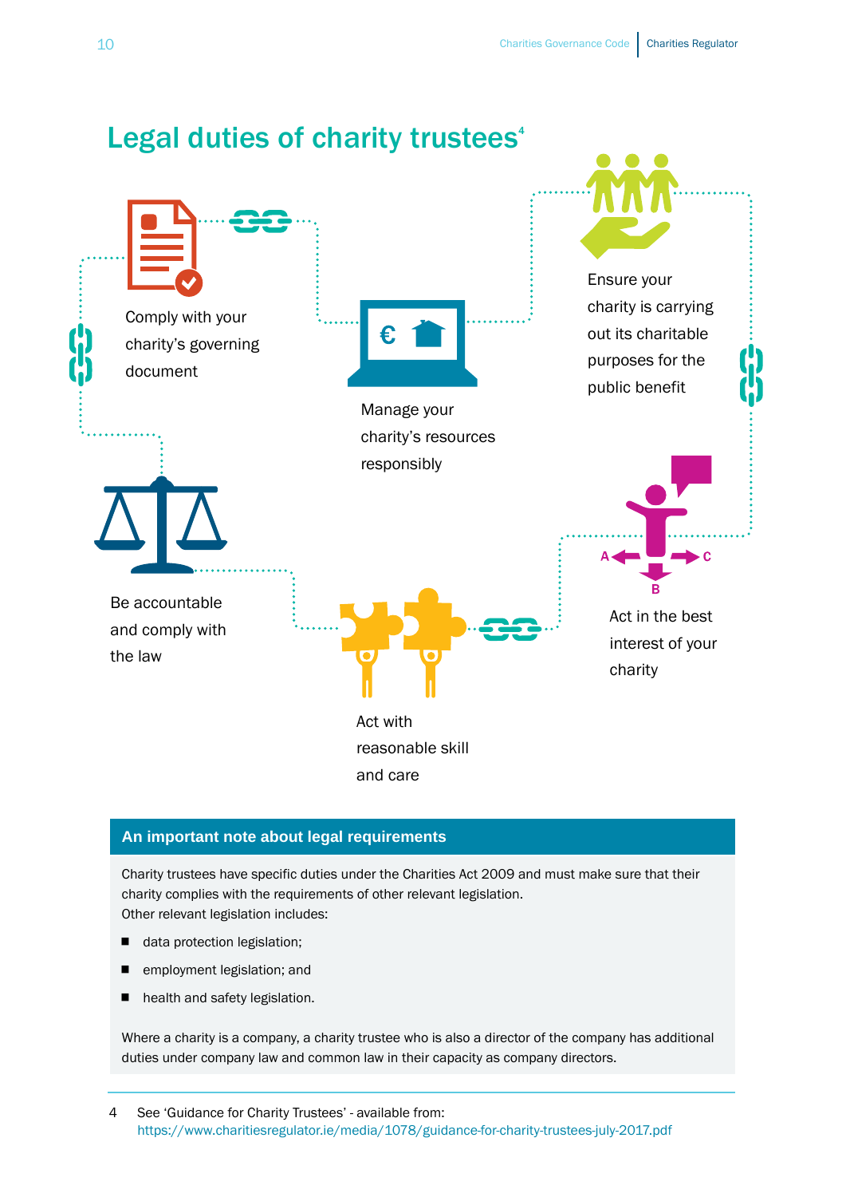## Legal duties of charity trustees[4]

Comply with your charity's governing document

Manage your charity's resources responsibly

Ensure your charity is carrying out its charitable purposes for the public benefit

Be accountable and comply with the law

Act with reasonable skill and care

Act in the best interest of your charity

### An important note about legal requirements

Charity trustees have specific duties under the Charities Act 2009 and must make sure that their charity complies with the requirements of other relevant legislation.
Other relevant legislation includes:

- data protection legislation;
- employment legislation; and
- health and safety legislation.

Where a charity is a company, a charity trustee who is also a director of the company has additional duties under company law and common law in their capacity as company directors.

---

4 See 'Guidance for Charity Trustees' - available from: https://www.charitiesregulator.ie/media/1078/guidance-for-charity-trustees-july-2017.pdf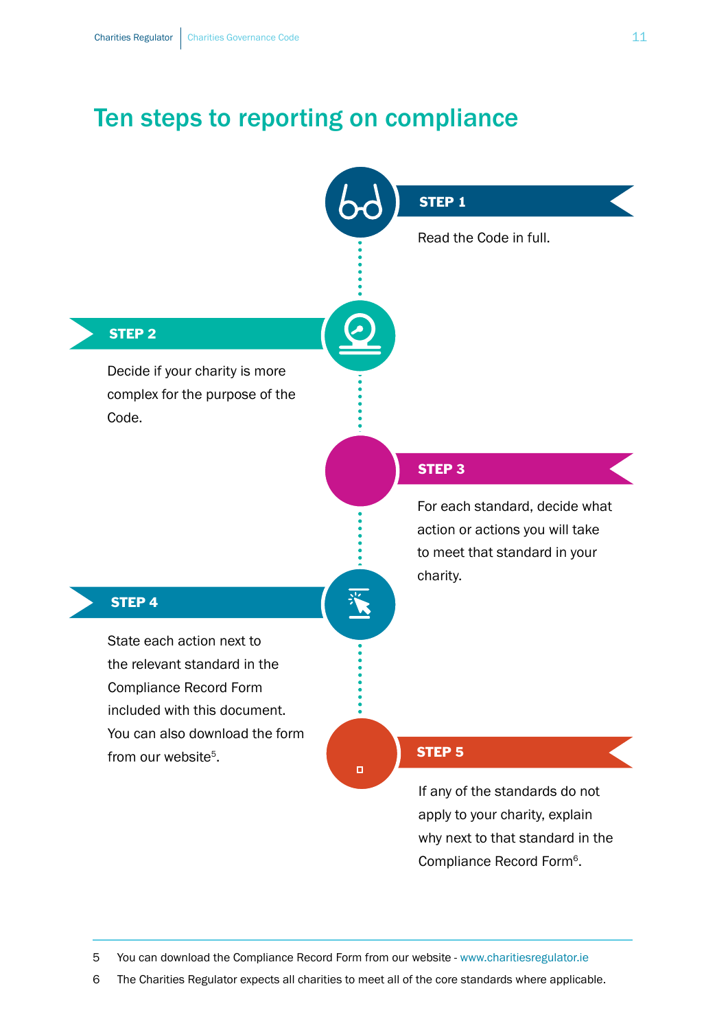# Ten steps to reporting on compliance

**STEP 1**

Read the Code in full.

**STEP 2**

Decide if your charity is more complex for the purpose of the Code.

**STEP 3**

For each standard, decide what action or actions you will take to meet that standard in your charity.

**STEP 4**

State each action next to the relevant standard in the Compliance Record Form included with this document. You can also download the form from our website[5].

**STEP 5**

If any of the standards do not apply to your charity, explain why next to that standard in the Compliance Record Form[6].

---

5 You can download the Compliance Record Form from our website - www.charitiesregulator.ie

6 The Charities Regulator expects all charities to meet all of the core standards where applicable.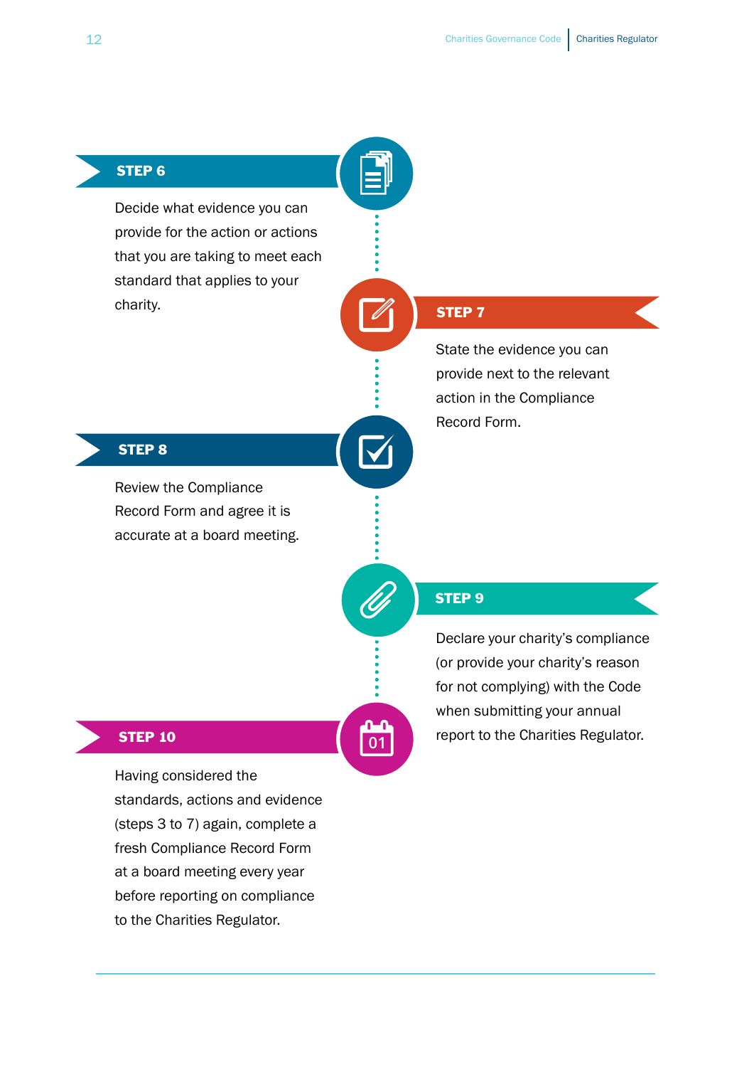**STEP 6**

Decide what evidence you can provide for the action or actions that you are taking to meet each standard that applies to your charity.

**STEP 7**

State the evidence you can provide next to the relevant action in the Compliance Record Form.

**STEP 8**

Review the Compliance Record Form and agree it is accurate at a board meeting.

**STEP 9**

Declare your charity's compliance (or provide your charity's reason for not complying) with the Code when submitting your annual report to the Charities Regulator.

**STEP 10**

Having considered the standards, actions and evidence (steps 3 to 7) again, complete a fresh Compliance Record Form at a board meeting every year before reporting on compliance to the Charities Regulator.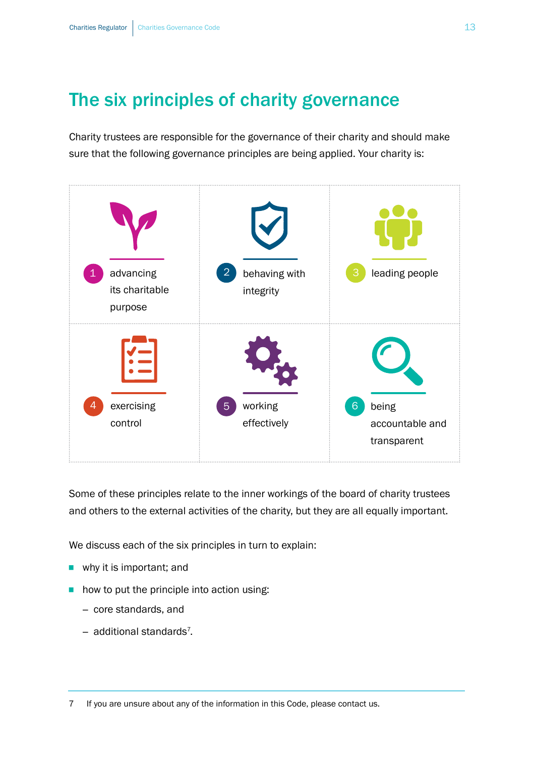# The six principles of charity governance

Charity trustees are responsible for the governance of their charity and should make sure that the following governance principles are being applied. Your charity is:

1. advancing its charitable purpose
2. behaving with integrity
3. leading people
4. exercising control
5. working effectively
6. being accountable and transparent

Some of these principles relate to the inner workings of the board of charity trustees and others to the external activities of the charity, but they are all equally important.

We discuss each of the six principles in turn to explain:

- why it is important; and
- how to put the principle into action using:
  - core standards, and
  - additional standards[7].

---

7 If you are unsure about any of the information in this Code, please contact us.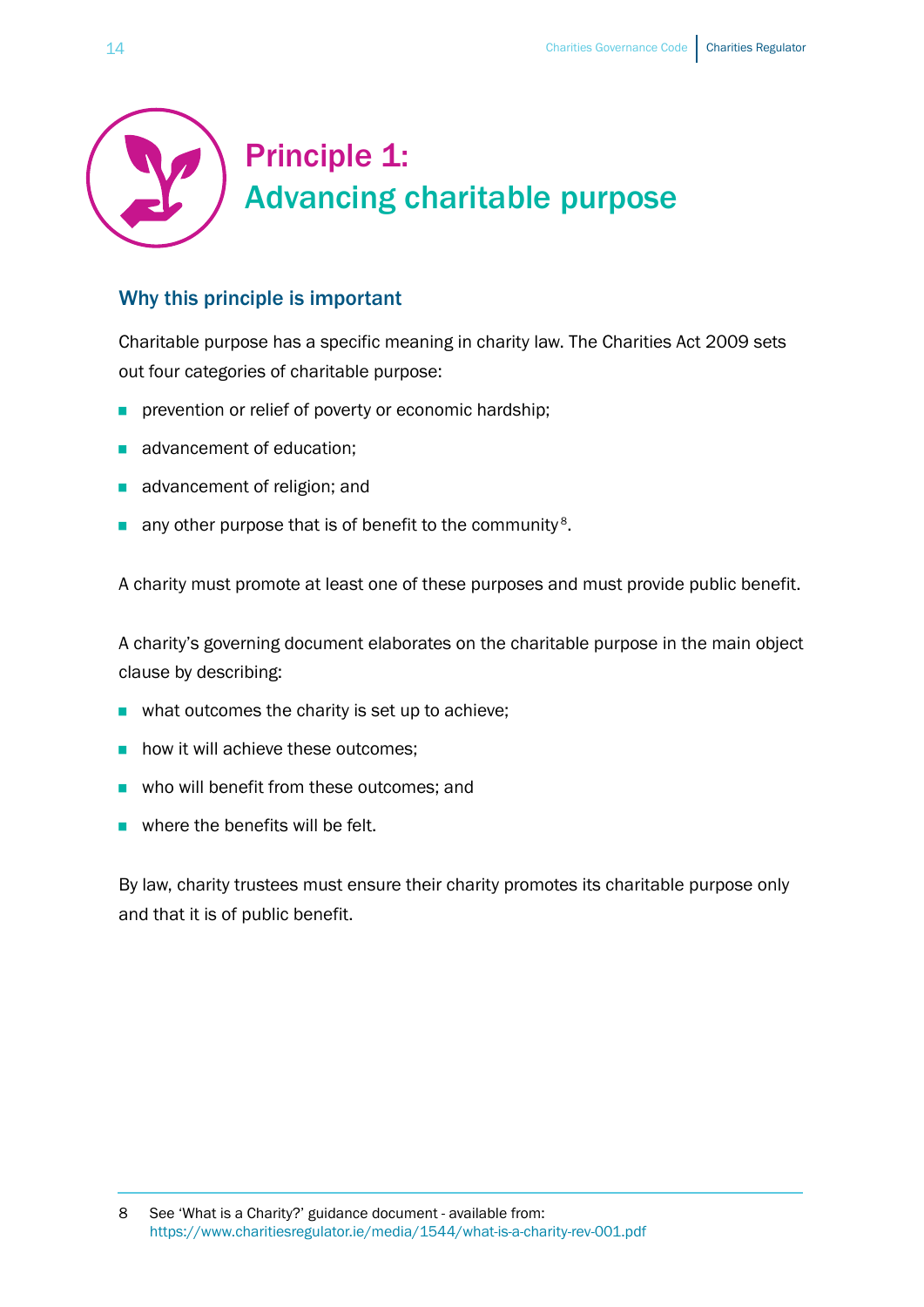# Principle 1: Advancing charitable purpose

## Why this principle is important

Charitable purpose has a specific meaning in charity law. The Charities Act 2009 sets out four categories of charitable purpose:

- prevention or relief of poverty or economic hardship;
- advancement of education;
- advancement of religion; and
- any other purpose that is of benefit to the community[8].

A charity must promote at least one of these purposes and must provide public benefit.

A charity's governing document elaborates on the charitable purpose in the main object clause by describing:

- what outcomes the charity is set up to achieve;
- how it will achieve these outcomes;
- who will benefit from these outcomes; and
- where the benefits will be felt.

By law, charity trustees must ensure their charity promotes its charitable purpose only and that it is of public benefit.

8 See 'What is a Charity?' guidance document - available from: https://www.charitiesregulator.ie/media/1544/what-is-a-charity-rev-001.pdf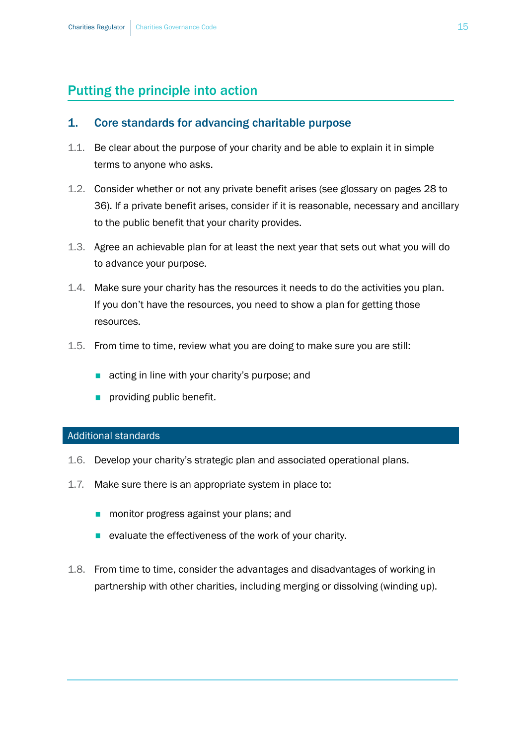## Putting the principle into action

### 1. Core standards for advancing charitable purpose

1.1. Be clear about the purpose of your charity and be able to explain it in simple terms to anyone who asks.

1.2. Consider whether or not any private benefit arises (see glossary on pages 28 to 36). If a private benefit arises, consider if it is reasonable, necessary and ancillary to the public benefit that your charity provides.

1.3. Agree an achievable plan for at least the next year that sets out what you will do to advance your purpose.

1.4. Make sure your charity has the resources it needs to do the activities you plan. If you don't have the resources, you need to show a plan for getting those resources.

1.5. From time to time, review what you are doing to make sure you are still:

- acting in line with your charity's purpose; and
- providing public benefit.

#### Additional standards

1.6. Develop your charity's strategic plan and associated operational plans.

1.7. Make sure there is an appropriate system in place to:

- monitor progress against your plans; and
- evaluate the effectiveness of the work of your charity.

1.8. From time to time, consider the advantages and disadvantages of working in partnership with other charities, including merging or dissolving (winding up).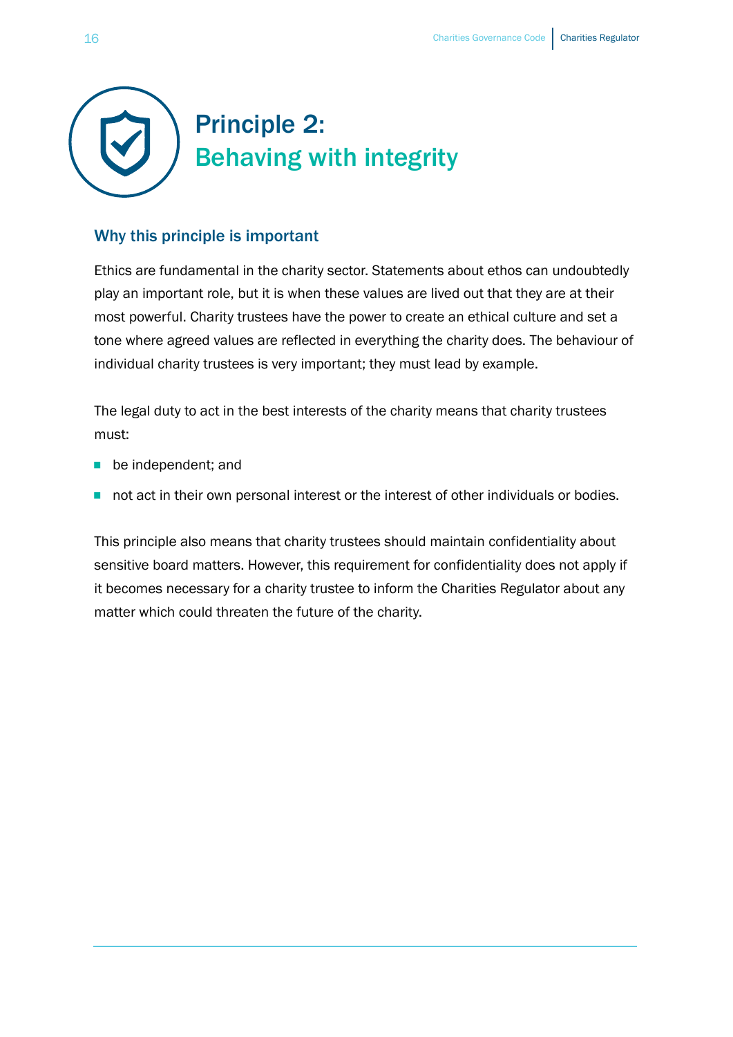# Principle 2: Behaving with integrity

## Why this principle is important

Ethics are fundamental in the charity sector. Statements about ethos can undoubtedly play an important role, but it is when these values are lived out that they are at their most powerful. Charity trustees have the power to create an ethical culture and set a tone where agreed values are reflected in everything the charity does. The behaviour of individual charity trustees is very important; they must lead by example.

The legal duty to act in the best interests of the charity means that charity trustees must:

- be independent; and
- not act in their own personal interest or the interest of other individuals or bodies.

This principle also means that charity trustees should maintain confidentiality about sensitive board matters. However, this requirement for confidentiality does not apply if it becomes necessary for a charity trustee to inform the Charities Regulator about any matter which could threaten the future of the charity.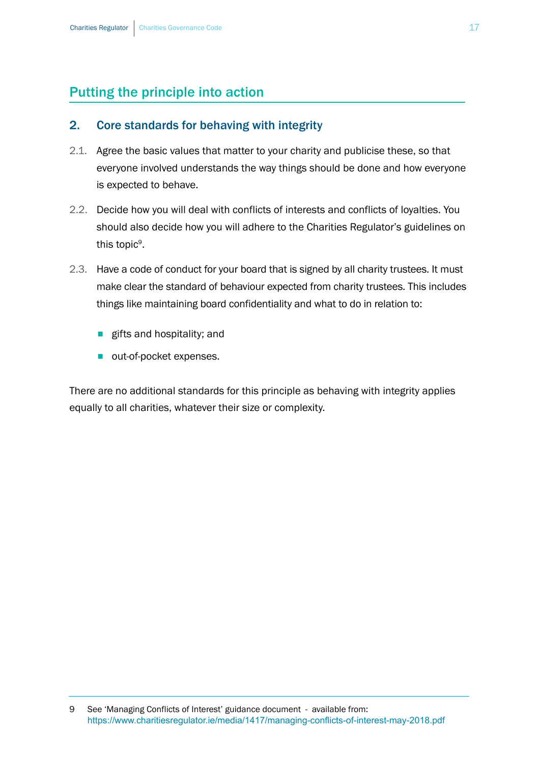## Putting the principle into action

### 2. Core standards for behaving with integrity

2.1. Agree the basic values that matter to your charity and publicise these, so that everyone involved understands the way things should be done and how everyone is expected to behave.

2.2. Decide how you will deal with conflicts of interests and conflicts of loyalties. You should also decide how you will adhere to the Charities Regulator's guidelines on this topic[9].

2.3. Have a code of conduct for your board that is signed by all charity trustees. It must make clear the standard of behaviour expected from charity trustees. This includes things like maintaining board confidentiality and what to do in relation to:

- gifts and hospitality; and
- out-of-pocket expenses.

There are no additional standards for this principle as behaving with integrity applies equally to all charities, whatever their size or complexity.

---

9 See 'Managing Conflicts of Interest' guidance document - available from: https://www.charitiesregulator.ie/media/1417/managing-conflicts-of-interest-may-2018.pdf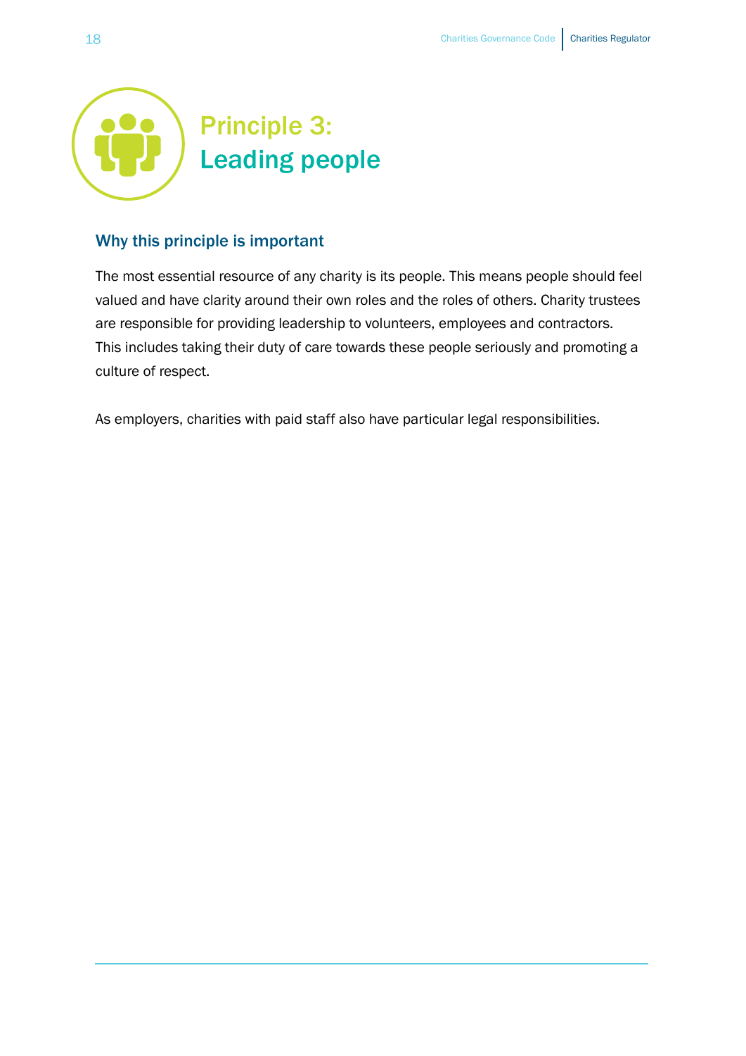# Principle 3: Leading people

## Why this principle is important

The most essential resource of any charity is its people. This means people should feel valued and have clarity around their own roles and the roles of others. Charity trustees are responsible for providing leadership to volunteers, employees and contractors. This includes taking their duty of care towards these people seriously and promoting a culture of respect.

As employers, charities with paid staff also have particular legal responsibilities.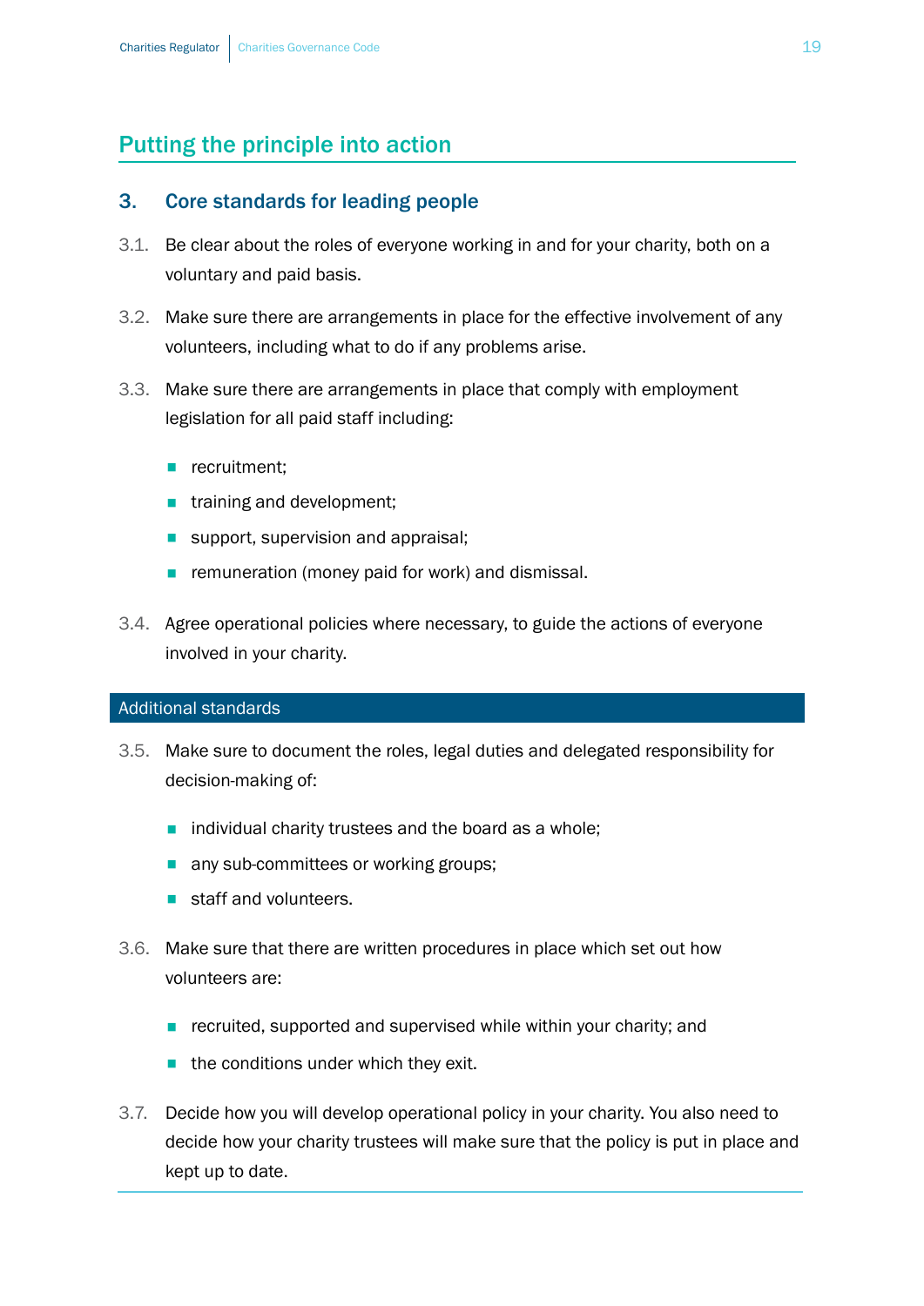## Putting the principle into action

### 3. Core standards for leading people

3.1. Be clear about the roles of everyone working in and for your charity, both on a voluntary and paid basis.

3.2. Make sure there are arrangements in place for the effective involvement of any volunteers, including what to do if any problems arise.

3.3. Make sure there are arrangements in place that comply with employment legislation for all paid staff including:

- recruitment;
- training and development;
- support, supervision and appraisal;
- remuneration (money paid for work) and dismissal.

3.4. Agree operational policies where necessary, to guide the actions of everyone involved in your charity.

### Additional standards

3.5. Make sure to document the roles, legal duties and delegated responsibility for decision-making of:

- individual charity trustees and the board as a whole;
- any sub-committees or working groups;
- staff and volunteers.

3.6. Make sure that there are written procedures in place which set out how volunteers are:

- recruited, supported and supervised while within your charity; and
- the conditions under which they exit.

3.7. Decide how you will develop operational policy in your charity. You also need to decide how your charity trustees will make sure that the policy is put in place and kept up to date.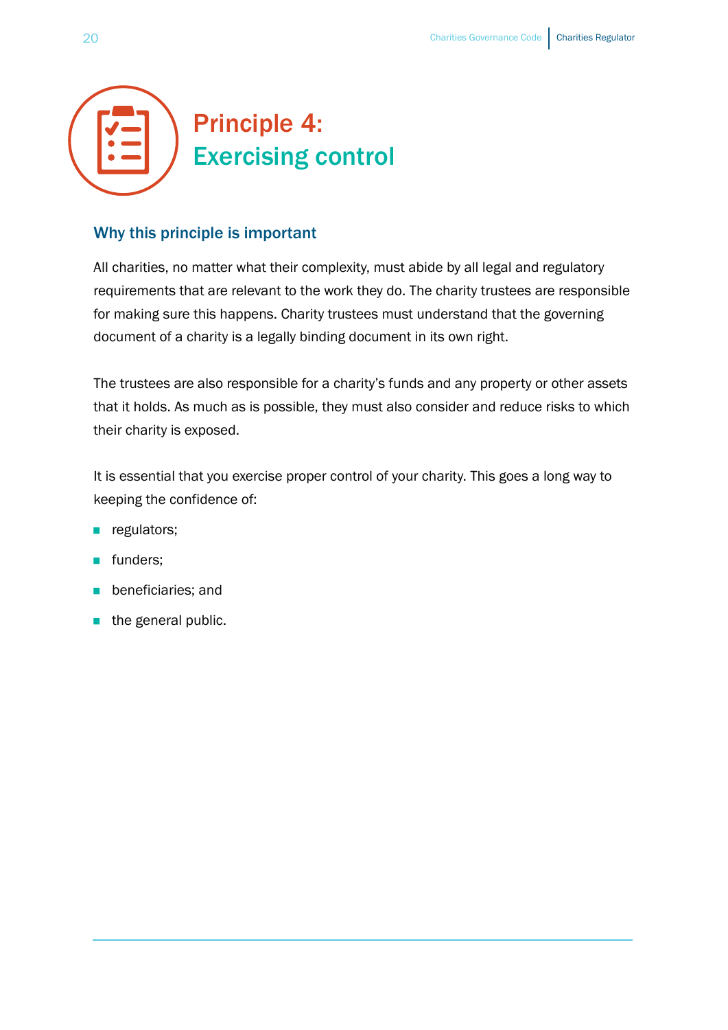# Principle 4: Exercising control

## Why this principle is important

All charities, no matter what their complexity, must abide by all legal and regulatory requirements that are relevant to the work they do. The charity trustees are responsible for making sure this happens. Charity trustees must understand that the governing document of a charity is a legally binding document in its own right.

The trustees are also responsible for a charity's funds and any property or other assets that it holds. As much as is possible, they must also consider and reduce risks to which their charity is exposed.

It is essential that you exercise proper control of your charity. This goes a long way to keeping the confidence of:

- regulators;
- funders;
- beneficiaries; and
- the general public.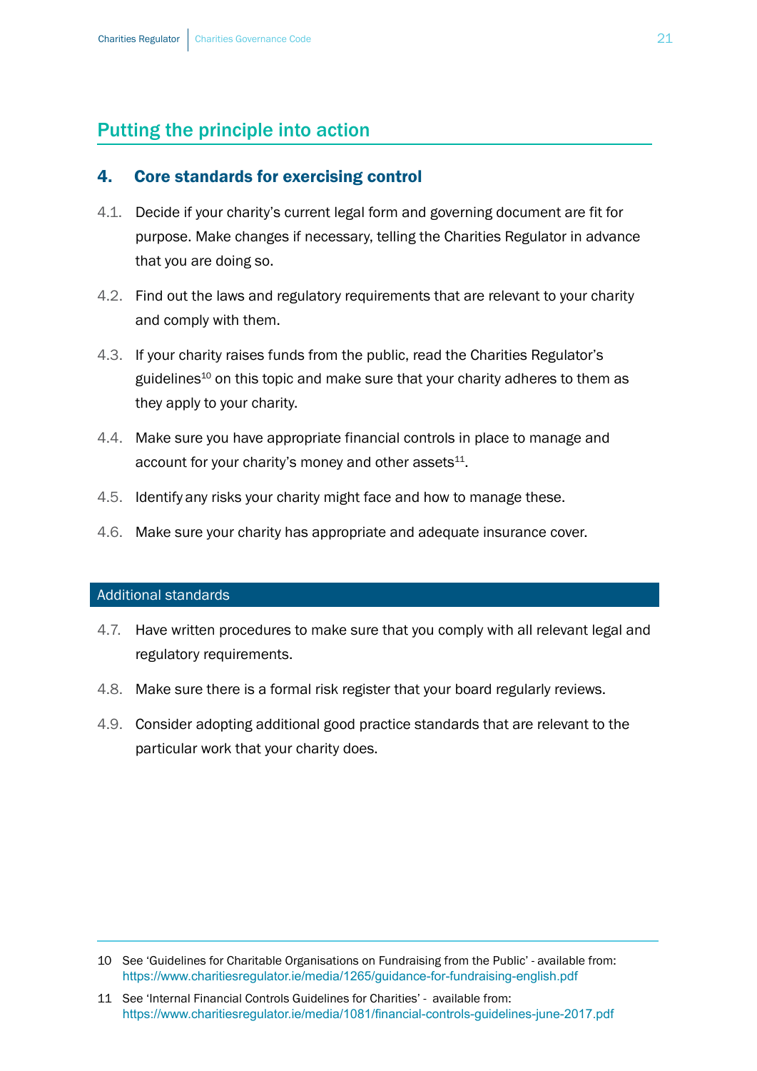## Putting the principle into action

### 4. Core standards for exercising control

4.1. Decide if your charity's current legal form and governing document are fit for purpose. Make changes if necessary, telling the Charities Regulator in advance that you are doing so.

4.2. Find out the laws and regulatory requirements that are relevant to your charity and comply with them.

4.3. If your charity raises funds from the public, read the Charities Regulator's guidelines[10] on this topic and make sure that your charity adheres to them as they apply to your charity.

4.4. Make sure you have appropriate financial controls in place to manage and account for your charity's money and other assets[11].

4.5. Identify any risks your charity might face and how to manage these.

4.6. Make sure your charity has appropriate and adequate insurance cover.

#### Additional standards

4.7. Have written procedures to make sure that you comply with all relevant legal and regulatory requirements.

4.8. Make sure there is a formal risk register that your board regularly reviews.

4.9. Consider adopting additional good practice standards that are relevant to the particular work that your charity does.

---

10 See 'Guidelines for Charitable Organisations on Fundraising from the Public' - available from: https://www.charitiesregulator.ie/media/1265/guidance-for-fundraising-english.pdf

11 See 'Internal Financial Controls Guidelines for Charities' - available from: https://www.charitiesregulator.ie/media/1081/financial-controls-guidelines-june-2017.pdf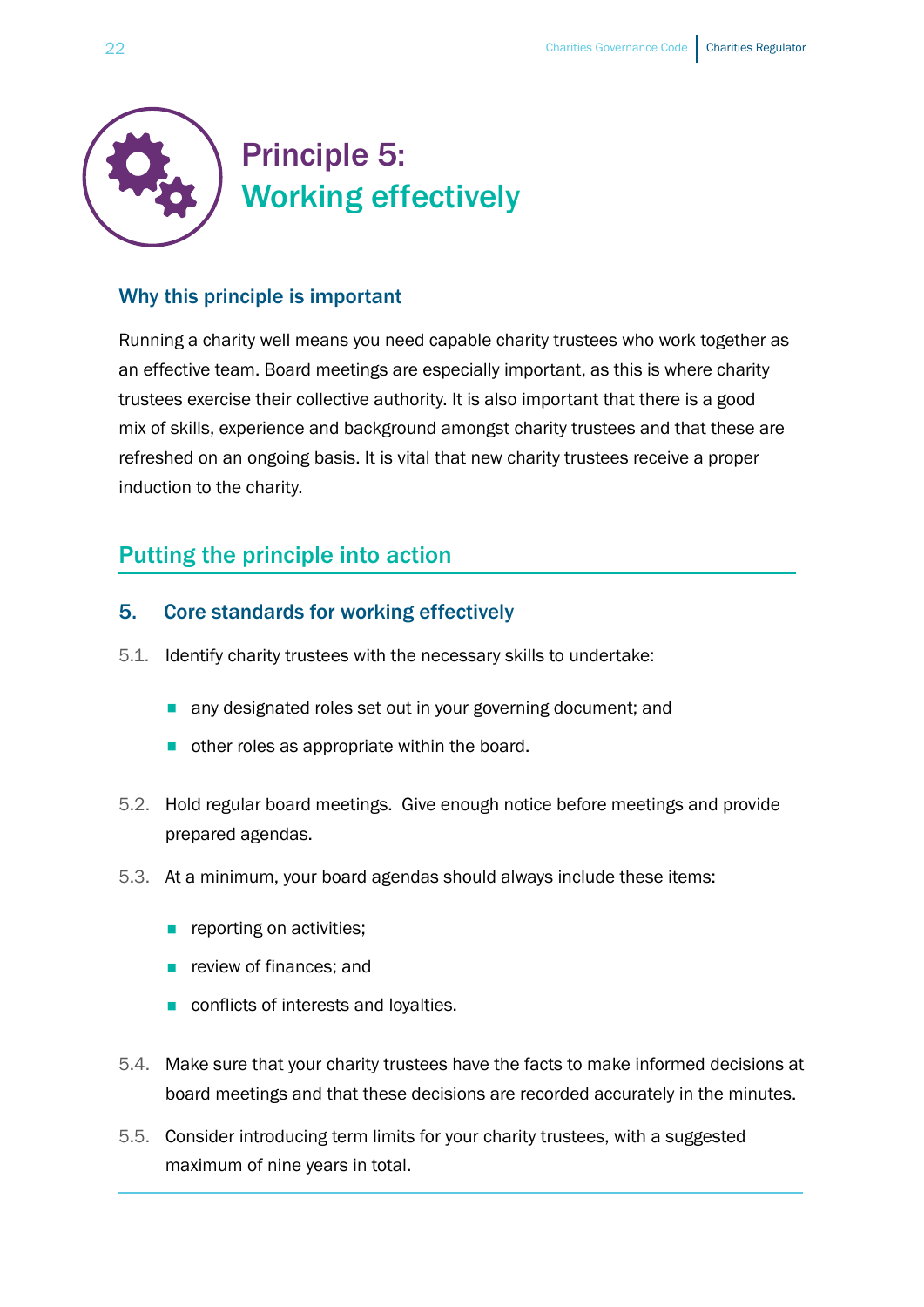# Principle 5: Working effectively

### Why this principle is important

Running a charity well means you need capable charity trustees who work together as an effective team. Board meetings are especially important, as this is where charity trustees exercise their collective authority. It is also important that there is a good mix of skills, experience and background amongst charity trustees and that these are refreshed on an ongoing basis. It is vital that new charity trustees receive a proper induction to the charity.

## Putting the principle into action

### 5. Core standards for working effectively

5.1. Identify charity trustees with the necessary skills to undertake:

- any designated roles set out in your governing document; and
- other roles as appropriate within the board.

5.2. Hold regular board meetings. Give enough notice before meetings and provide prepared agendas.

5.3. At a minimum, your board agendas should always include these items:

- reporting on activities;
- review of finances; and
- conflicts of interests and loyalties.

5.4. Make sure that your charity trustees have the facts to make informed decisions at board meetings and that these decisions are recorded accurately in the minutes.

5.5. Consider introducing term limits for your charity trustees, with a suggested maximum of nine years in total.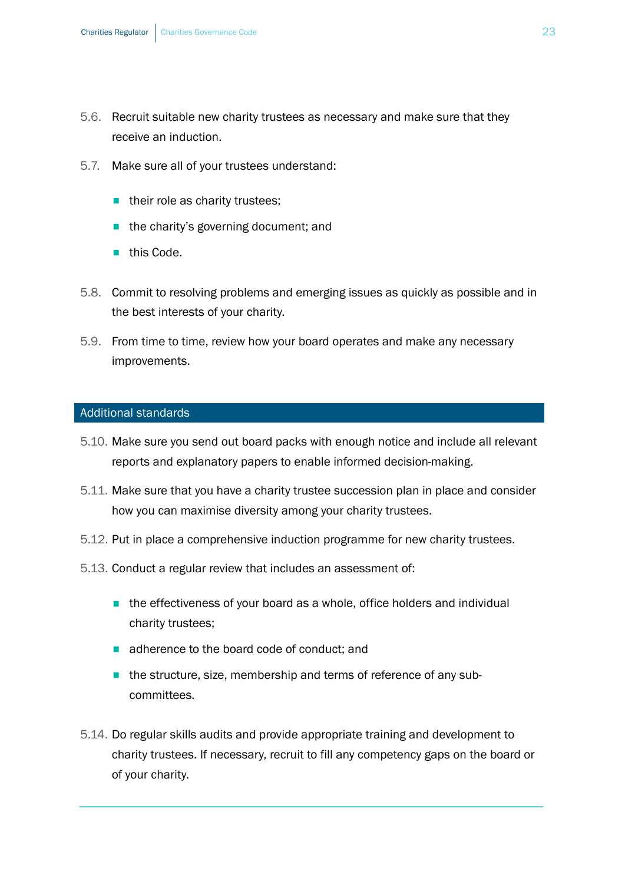5.6. Recruit suitable new charity trustees as necessary and make sure that they receive an induction.

5.7. Make sure all of your trustees understand:

- their role as charity trustees;
- the charity's governing document; and
- this Code.

5.8. Commit to resolving problems and emerging issues as quickly as possible and in the best interests of your charity.

5.9. From time to time, review how your board operates and make any necessary improvements.

## Additional standards

5.10. Make sure you send out board packs with enough notice and include all relevant reports and explanatory papers to enable informed decision-making.

5.11. Make sure that you have a charity trustee succession plan in place and consider how you can maximise diversity among your charity trustees.

5.12. Put in place a comprehensive induction programme for new charity trustees.

5.13. Conduct a regular review that includes an assessment of:

- the effectiveness of your board as a whole, office holders and individual charity trustees;
- adherence to the board code of conduct; and
- the structure, size, membership and terms of reference of any sub-committees.

5.14. Do regular skills audits and provide appropriate training and development to charity trustees. If necessary, recruit to fill any competency gaps on the board or of your charity.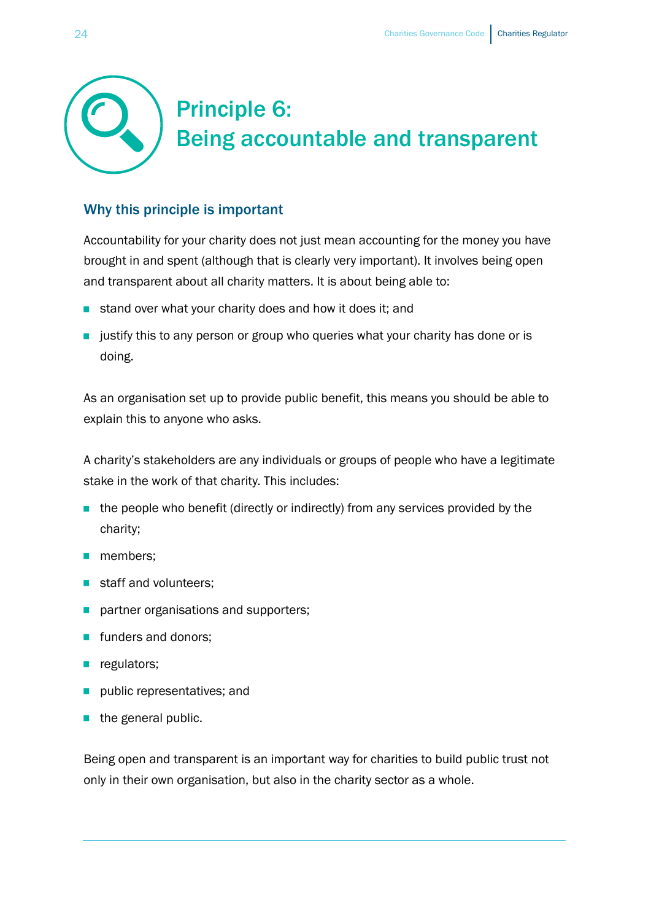# Principle 6: Being accountable and transparent

## Why this principle is important

Accountability for your charity does not just mean accounting for the money you have brought in and spent (although that is clearly very important). It involves being open and transparent about all charity matters. It is about being able to:

- stand over what your charity does and how it does it; and
- justify this to any person or group who queries what your charity has done or is doing.

As an organisation set up to provide public benefit, this means you should be able to explain this to anyone who asks.

A charity's stakeholders are any individuals or groups of people who have a legitimate stake in the work of that charity. This includes:

- the people who benefit (directly or indirectly) from any services provided by the charity;
- members;
- staff and volunteers;
- partner organisations and supporters;
- funders and donors;
- regulators;
- public representatives; and
- the general public.

Being open and transparent is an important way for charities to build public trust not only in their own organisation, but also in the charity sector as a whole.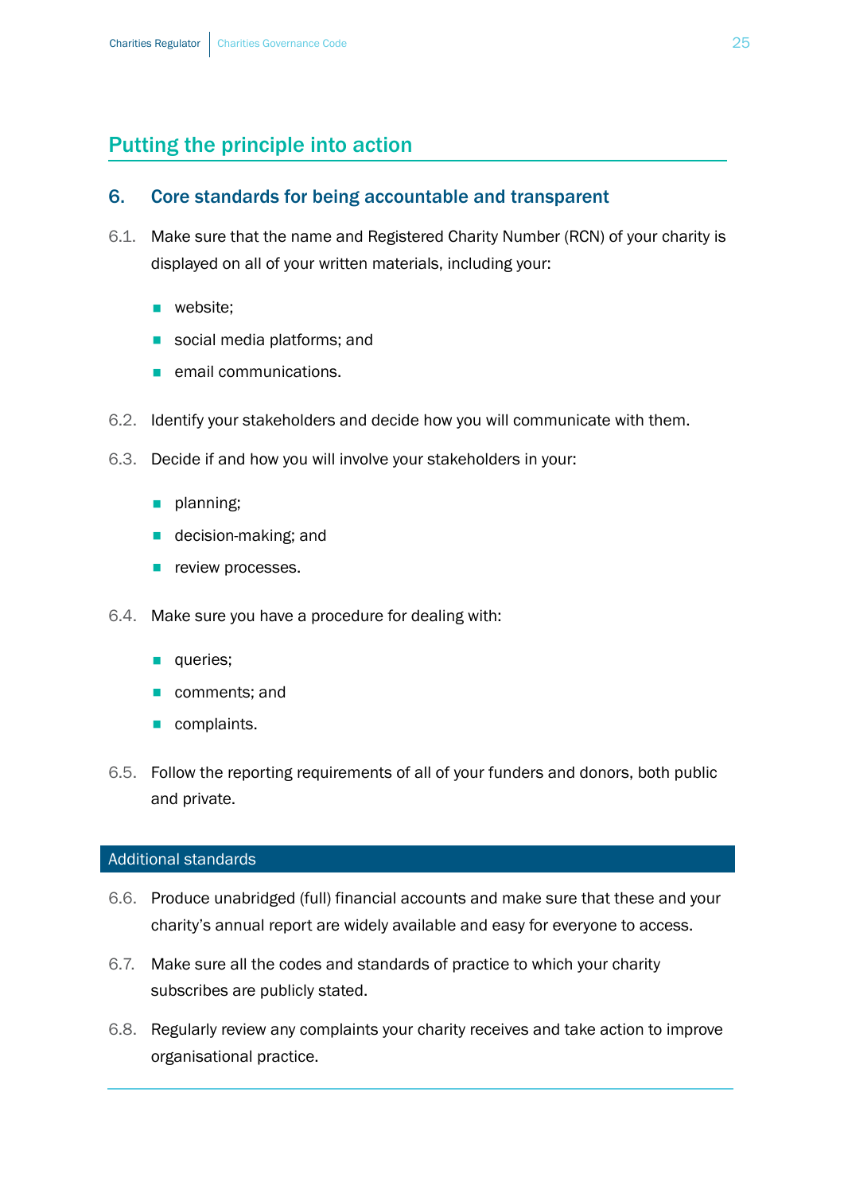## Putting the principle into action

### 6. Core standards for being accountable and transparent

6.1. Make sure that the name and Registered Charity Number (RCN) of your charity is displayed on all of your written materials, including your:

- website;
- social media platforms; and
- email communications.

6.2. Identify your stakeholders and decide how you will communicate with them.

6.3. Decide if and how you will involve your stakeholders in your:

- planning;
- decision-making; and
- review processes.

6.4. Make sure you have a procedure for dealing with:

- queries;
- comments; and
- complaints.

6.5. Follow the reporting requirements of all of your funders and donors, both public and private.

#### Additional standards

6.6. Produce unabridged (full) financial accounts and make sure that these and your charity's annual report are widely available and easy for everyone to access.

6.7. Make sure all the codes and standards of practice to which your charity subscribes are publicly stated.

6.8. Regularly review any complaints your charity receives and take action to improve organisational practice.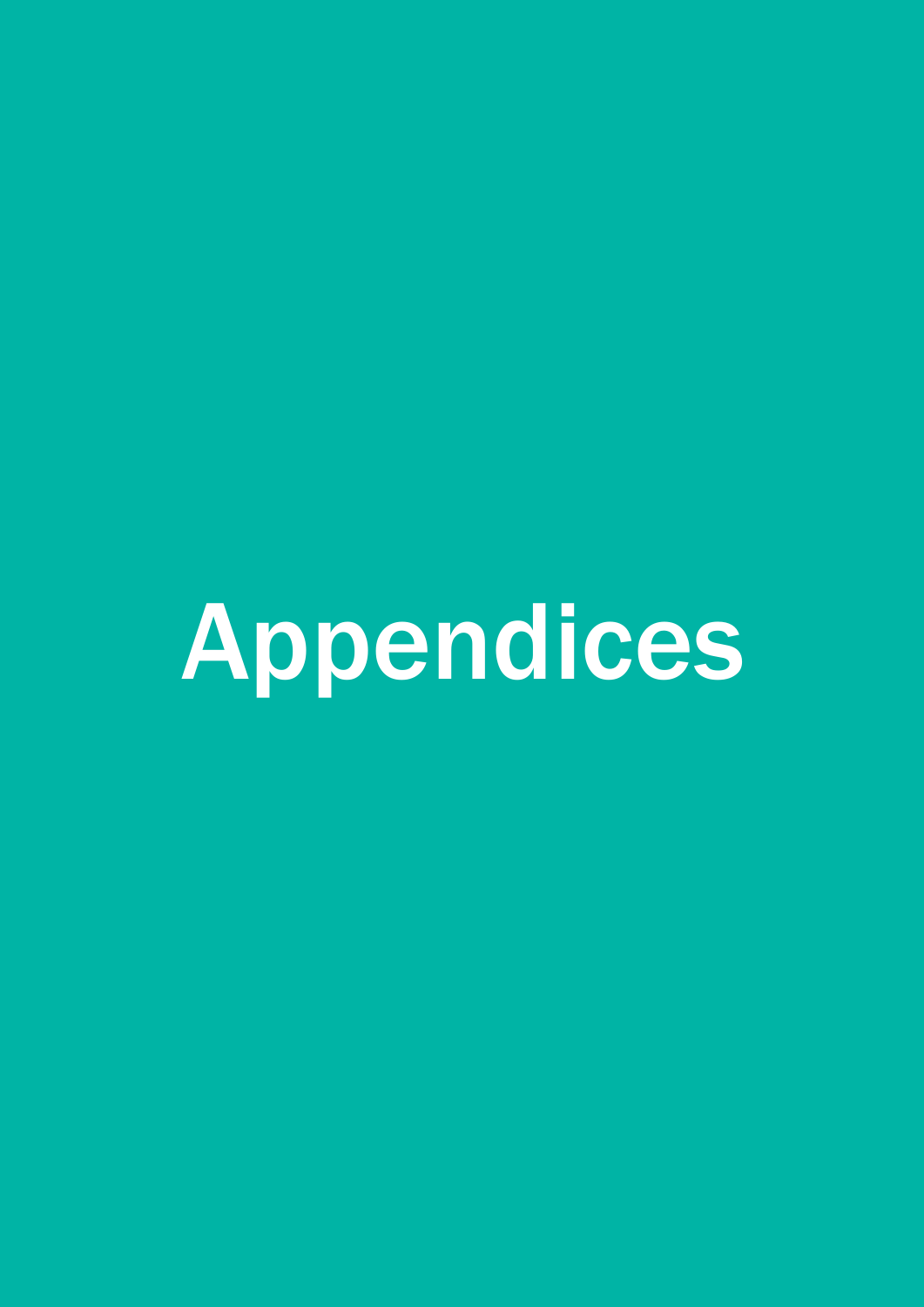# Appendices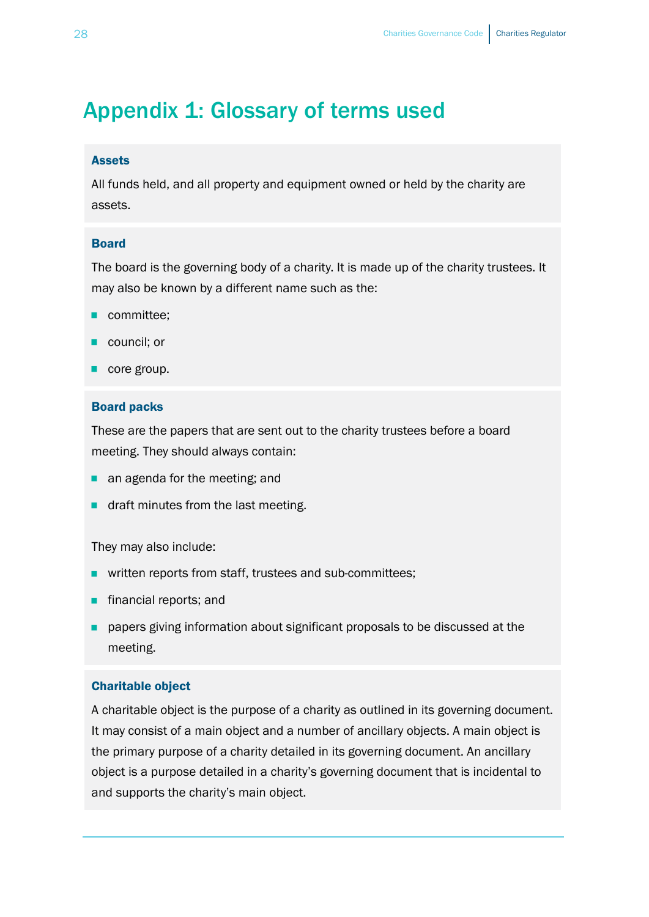# Appendix 1: Glossary of terms used

### Assets

All funds held, and all property and equipment owned or held by the charity are assets.

### Board

The board is the governing body of a charity. It is made up of the charity trustees. It may also be known by a different name such as the:

- committee;
- council; or
- core group.

### Board packs

These are the papers that are sent out to the charity trustees before a board meeting. They should always contain:

- an agenda for the meeting; and
- draft minutes from the last meeting.

They may also include:

- written reports from staff, trustees and sub-committees;
- financial reports; and
- papers giving information about significant proposals to be discussed at the meeting.

### Charitable object

A charitable object is the purpose of a charity as outlined in its governing document. It may consist of a main object and a number of ancillary objects. A main object is the primary purpose of a charity detailed in its governing document. An ancillary object is a purpose detailed in a charity's governing document that is incidental to and supports the charity's main object.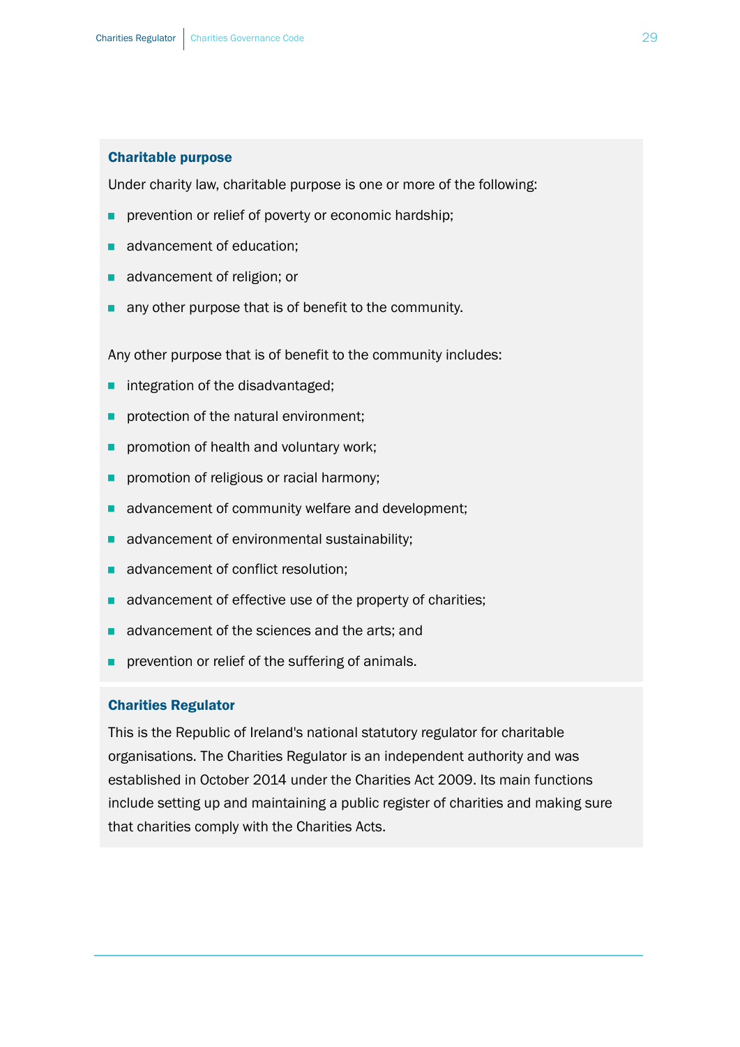### Charitable purpose

Under charity law, charitable purpose is one or more of the following:

- prevention or relief of poverty or economic hardship;
- advancement of education;
- advancement of religion; or
- any other purpose that is of benefit to the community.

Any other purpose that is of benefit to the community includes:

- integration of the disadvantaged;
- protection of the natural environment;
- promotion of health and voluntary work;
- promotion of religious or racial harmony;
- advancement of community welfare and development;
- advancement of environmental sustainability;
- advancement of conflict resolution;
- advancement of effective use of the property of charities;
- advancement of the sciences and the arts; and
- prevention or relief of the suffering of animals.

### Charities Regulator

This is the Republic of Ireland's national statutory regulator for charitable organisations. The Charities Regulator is an independent authority and was established in October 2014 under the Charities Act 2009. Its main functions include setting up and maintaining a public register of charities and making sure that charities comply with the Charities Acts.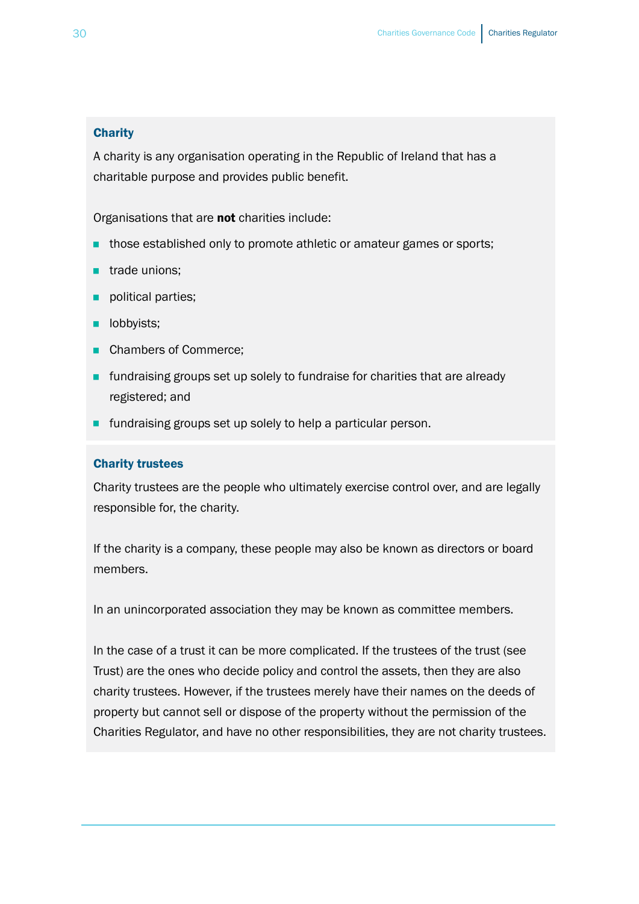### Charity

A charity is any organisation operating in the Republic of Ireland that has a charitable purpose and provides public benefit.

Organisations that are **not** charities include:

- those established only to promote athletic or amateur games or sports;
- trade unions;
- political parties;
- lobbyists;
- Chambers of Commerce;
- fundraising groups set up solely to fundraise for charities that are already registered; and
- fundraising groups set up solely to help a particular person.

### Charity trustees

Charity trustees are the people who ultimately exercise control over, and are legally responsible for, the charity.

If the charity is a company, these people may also be known as directors or board members.

In an unincorporated association they may be known as committee members.

In the case of a trust it can be more complicated. If the trustees of the trust (see Trust) are the ones who decide policy and control the assets, then they are also charity trustees. However, if the trustees merely have their names on the deeds of property but cannot sell or dispose of the property without the permission of the Charities Regulator, and have no other responsibilities, they are not charity trustees.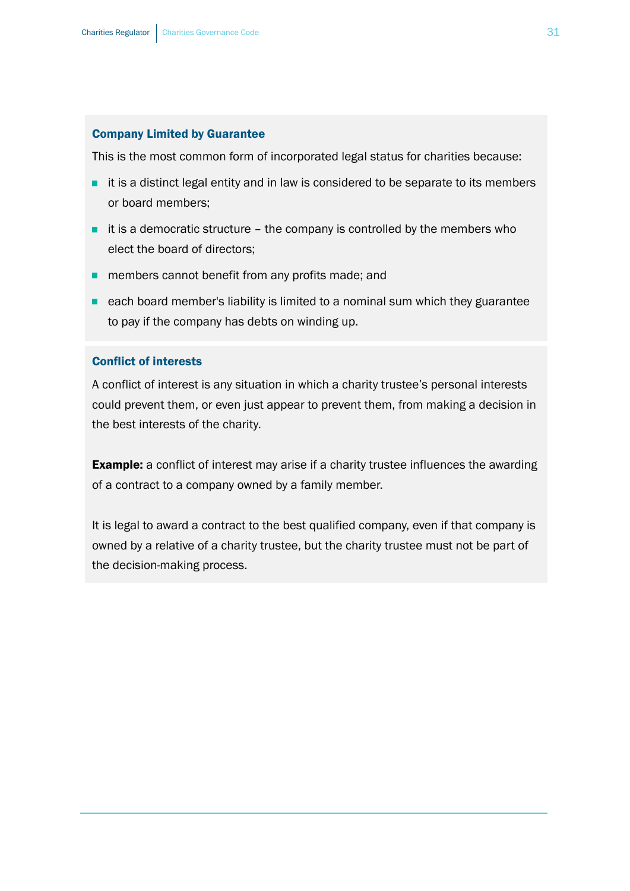### Company Limited by Guarantee

This is the most common form of incorporated legal status for charities because:

- it is a distinct legal entity and in law is considered to be separate to its members or board members;
- it is a democratic structure – the company is controlled by the members who elect the board of directors;
- members cannot benefit from any profits made; and
- each board member's liability is limited to a nominal sum which they guarantee to pay if the company has debts on winding up.

### Conflict of interests

A conflict of interest is any situation in which a charity trustee's personal interests could prevent them, or even just appear to prevent them, from making a decision in the best interests of the charity.

**Example:** a conflict of interest may arise if a charity trustee influences the awarding of a contract to a company owned by a family member.

It is legal to award a contract to the best qualified company, even if that company is owned by a relative of a charity trustee, but the charity trustee must not be part of the decision-making process.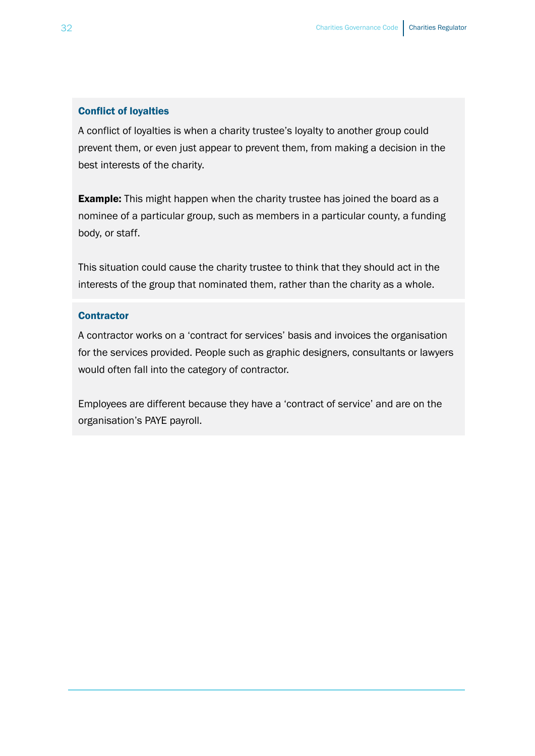### Conflict of loyalties

A conflict of loyalties is when a charity trustee's loyalty to another group could prevent them, or even just appear to prevent them, from making a decision in the best interests of the charity.

**Example:** This might happen when the charity trustee has joined the board as a nominee of a particular group, such as members in a particular county, a funding body, or staff.

This situation could cause the charity trustee to think that they should act in the interests of the group that nominated them, rather than the charity as a whole.

### Contractor

A contractor works on a 'contract for services' basis and invoices the organisation for the services provided. People such as graphic designers, consultants or lawyers would often fall into the category of contractor.

Employees are different because they have a 'contract of service' and are on the organisation's PAYE payroll.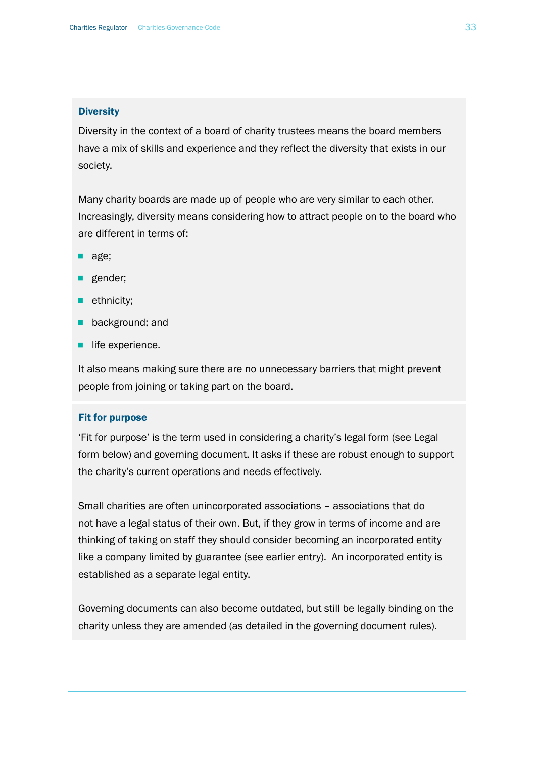### Diversity

Diversity in the context of a board of charity trustees means the board members have a mix of skills and experience and they reflect the diversity that exists in our society.

Many charity boards are made up of people who are very similar to each other. Increasingly, diversity means considering how to attract people on to the board who are different in terms of:

- age;
- gender;
- ethnicity;
- background; and
- life experience.

It also means making sure there are no unnecessary barriers that might prevent people from joining or taking part on the board.

### Fit for purpose

'Fit for purpose' is the term used in considering a charity's legal form (see Legal form below) and governing document. It asks if these are robust enough to support the charity's current operations and needs effectively.

Small charities are often unincorporated associations – associations that do not have a legal status of their own. But, if they grow in terms of income and are thinking of taking on staff they should consider becoming an incorporated entity like a company limited by guarantee (see earlier entry). An incorporated entity is established as a separate legal entity.

Governing documents can also become outdated, but still be legally binding on the charity unless they are amended (as detailed in the governing document rules).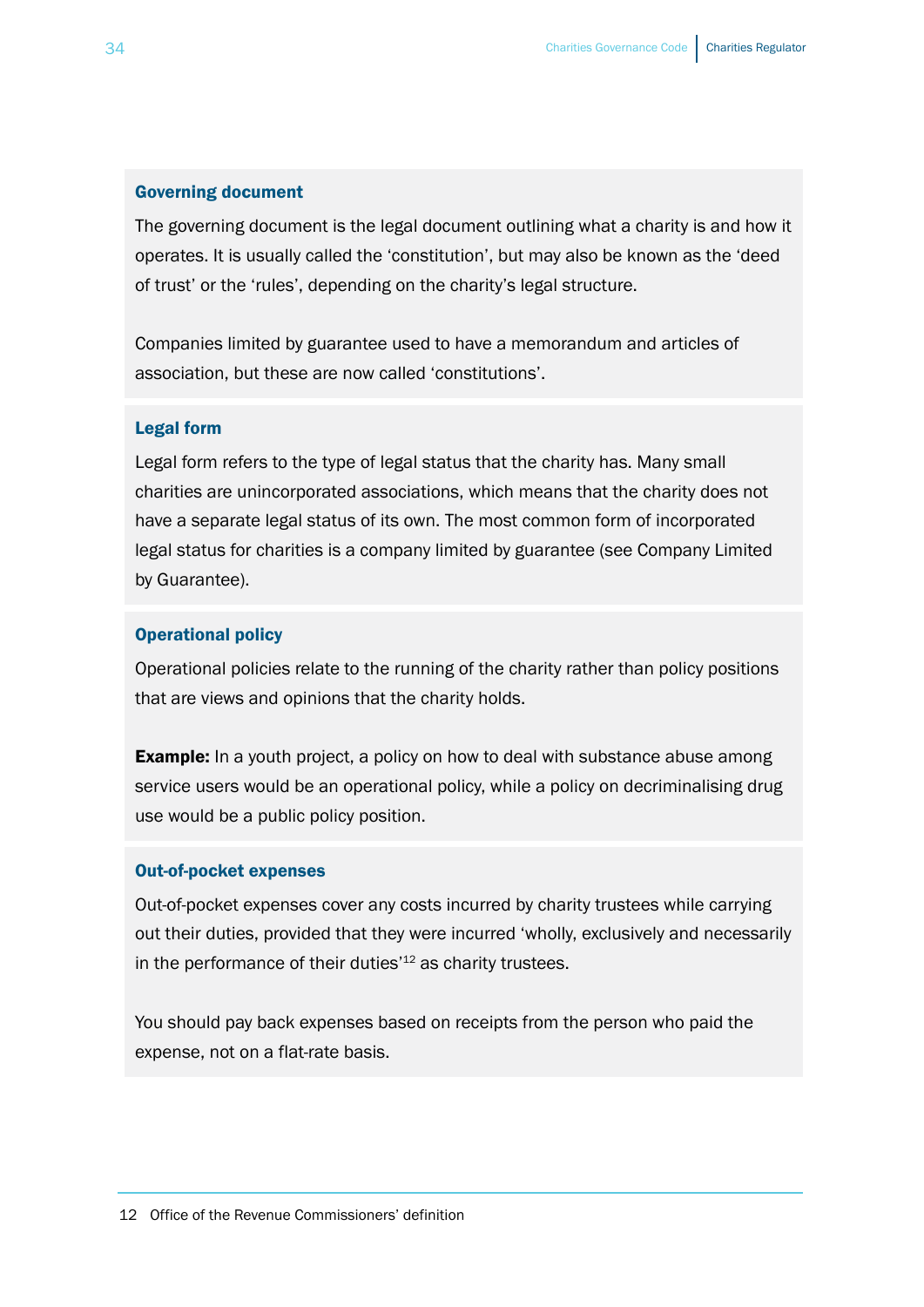### Governing document

The governing document is the legal document outlining what a charity is and how it operates. It is usually called the 'constitution', but may also be known as the 'deed of trust' or the 'rules', depending on the charity's legal structure.

Companies limited by guarantee used to have a memorandum and articles of association, but these are now called 'constitutions'.

### Legal form

Legal form refers to the type of legal status that the charity has. Many small charities are unincorporated associations, which means that the charity does not have a separate legal status of its own. The most common form of incorporated legal status for charities is a company limited by guarantee (see Company Limited by Guarantee).

### Operational policy

Operational policies relate to the running of the charity rather than policy positions that are views and opinions that the charity holds.

**Example:** In a youth project, a policy on how to deal with substance abuse among service users would be an operational policy, while a policy on decriminalising drug use would be a public policy position.

### Out-of-pocket expenses

Out-of-pocket expenses cover any costs incurred by charity trustees while carrying out their duties, provided that they were incurred 'wholly, exclusively and necessarily in the performance of their duties'[12] as charity trustees.

You should pay back expenses based on receipts from the person who paid the expense, not on a flat-rate basis.

---

12 Office of the Revenue Commissioners' definition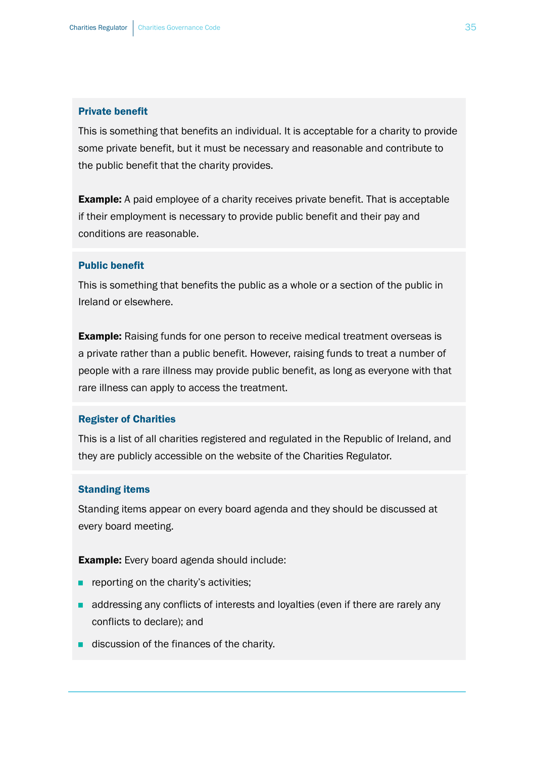### Private benefit

This is something that benefits an individual. It is acceptable for a charity to provide some private benefit, but it must be necessary and reasonable and contribute to the public benefit that the charity provides.

**Example:** A paid employee of a charity receives private benefit. That is acceptable if their employment is necessary to provide public benefit and their pay and conditions are reasonable.

### Public benefit

This is something that benefits the public as a whole or a section of the public in Ireland or elsewhere.

**Example:** Raising funds for one person to receive medical treatment overseas is a private rather than a public benefit. However, raising funds to treat a number of people with a rare illness may provide public benefit, as long as everyone with that rare illness can apply to access the treatment.

### Register of Charities

This is a list of all charities registered and regulated in the Republic of Ireland, and they are publicly accessible on the website of the Charities Regulator.

### Standing items

Standing items appear on every board agenda and they should be discussed at every board meeting.

**Example:** Every board agenda should include:

- reporting on the charity's activities;
- addressing any conflicts of interests and loyalties (even if there are rarely any conflicts to declare); and
- discussion of the finances of the charity.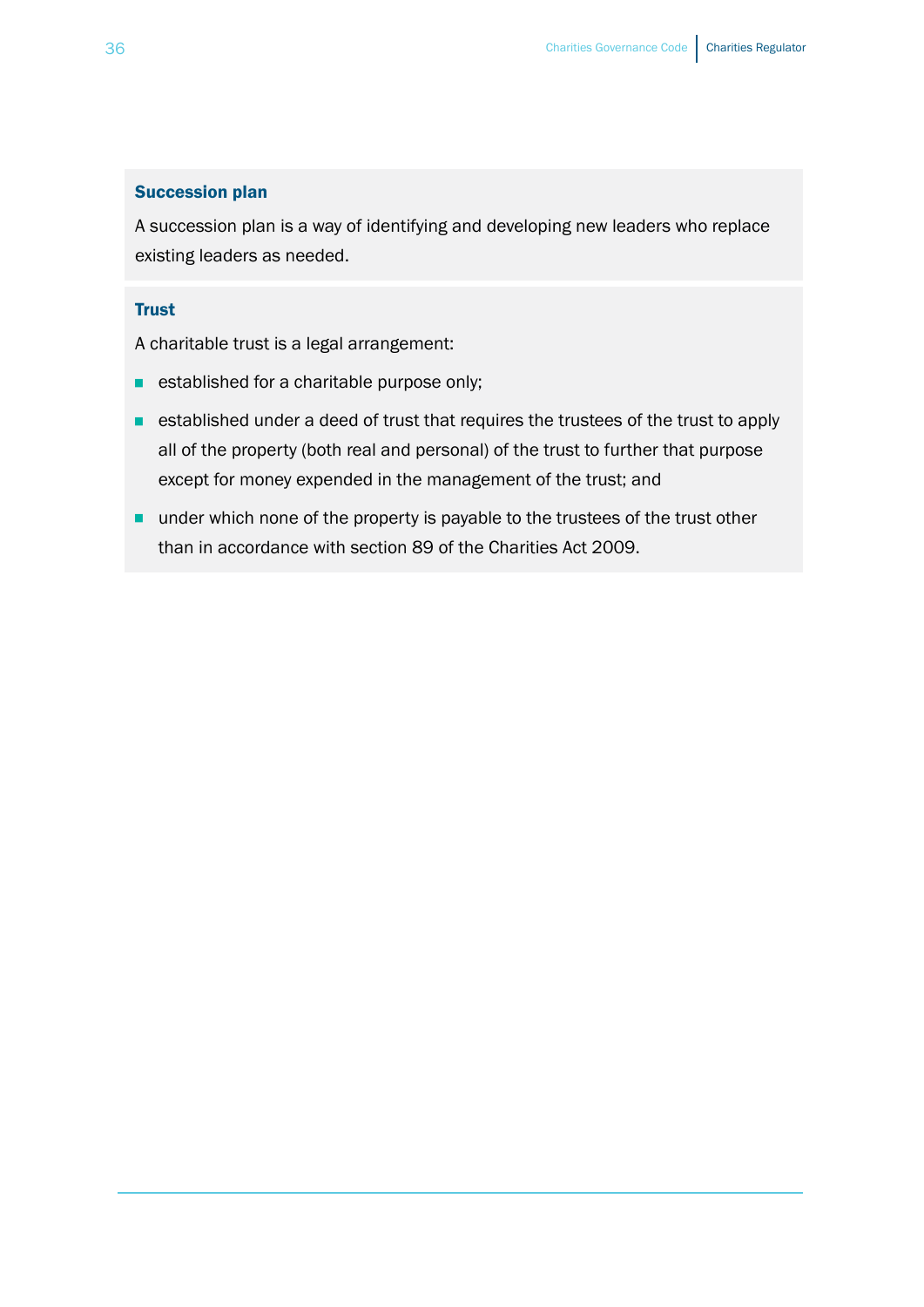### Succession plan

A succession plan is a way of identifying and developing new leaders who replace existing leaders as needed.

### Trust

A charitable trust is a legal arrangement:

- established for a charitable purpose only;
- established under a deed of trust that requires the trustees of the trust to apply all of the property (both real and personal) of the trust to further that purpose except for money expended in the management of the trust; and
- under which none of the property is payable to the trustees of the trust other than in accordance with section 89 of the Charities Act 2009.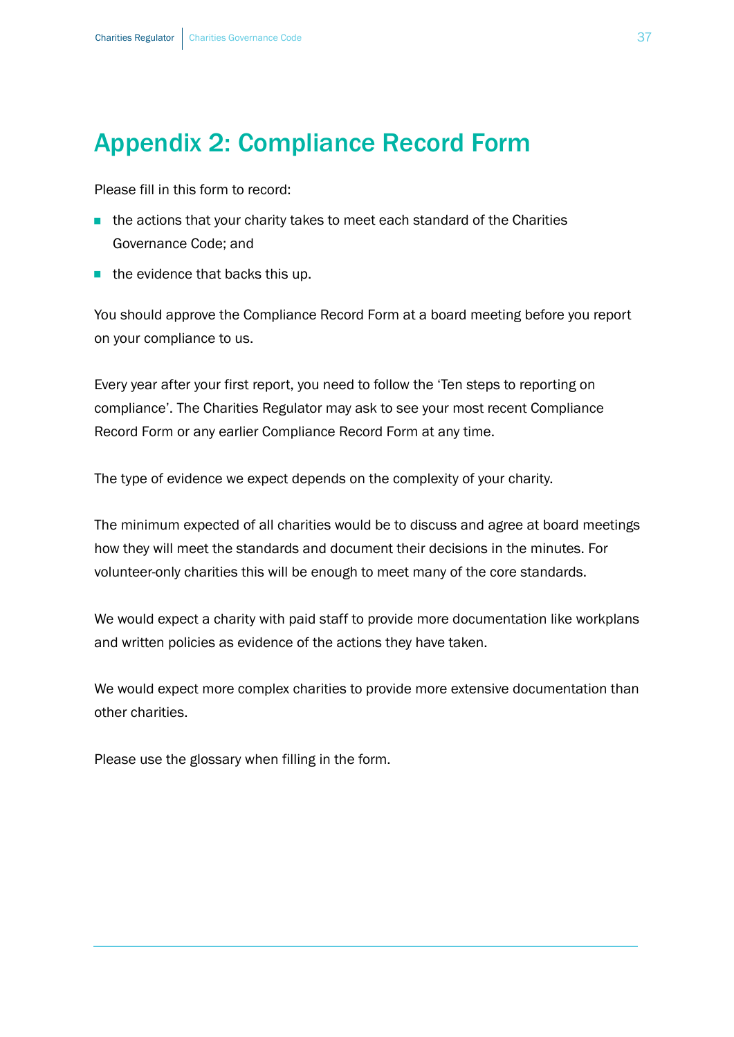# Appendix 2: Compliance Record Form

Please fill in this form to record:

- the actions that your charity takes to meet each standard of the Charities Governance Code; and
- the evidence that backs this up.

You should approve the Compliance Record Form at a board meeting before you report on your compliance to us.

Every year after your first report, you need to follow the 'Ten steps to reporting on compliance'. The Charities Regulator may ask to see your most recent Compliance Record Form or any earlier Compliance Record Form at any time.

The type of evidence we expect depends on the complexity of your charity.

The minimum expected of all charities would be to discuss and agree at board meetings how they will meet the standards and document their decisions in the minutes. For volunteer-only charities this will be enough to meet many of the core standards.

We would expect a charity with paid staff to provide more documentation like workplans and written policies as evidence of the actions they have taken.

We would expect more complex charities to provide more extensive documentation than other charities.

Please use the glossary when filling in the form.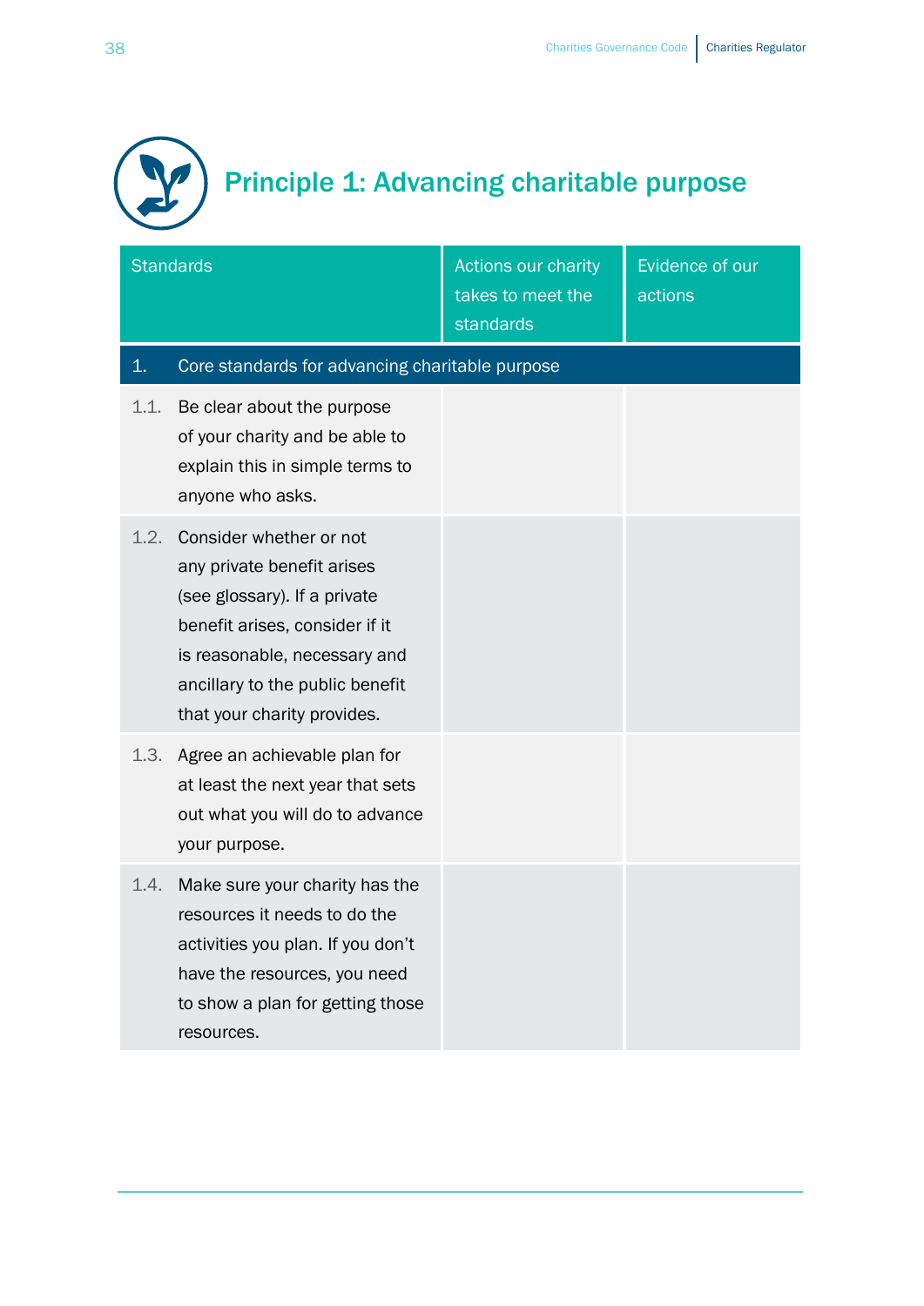# Principle 1: Advancing charitable purpose

| Standards | Actions our charity takes to meet the standards | Evidence of our actions |
|---|---|---|
| **1. Core standards for advancing charitable purpose** | | |
| 1.1. Be clear about the purpose of your charity and be able to explain this in simple terms to anyone who asks. | | |
| 1.2. Consider whether or not any private benefit arises (see glossary). If a private benefit arises, consider if it is reasonable, necessary and ancillary to the public benefit that your charity provides. | | |
| 1.3. Agree an achievable plan for at least the next year that sets out what you will do to advance your purpose. | | |
| 1.4. Make sure your charity has the resources it needs to do the activities you plan. If you don't have the resources, you need to show a plan for getting those resources. | | |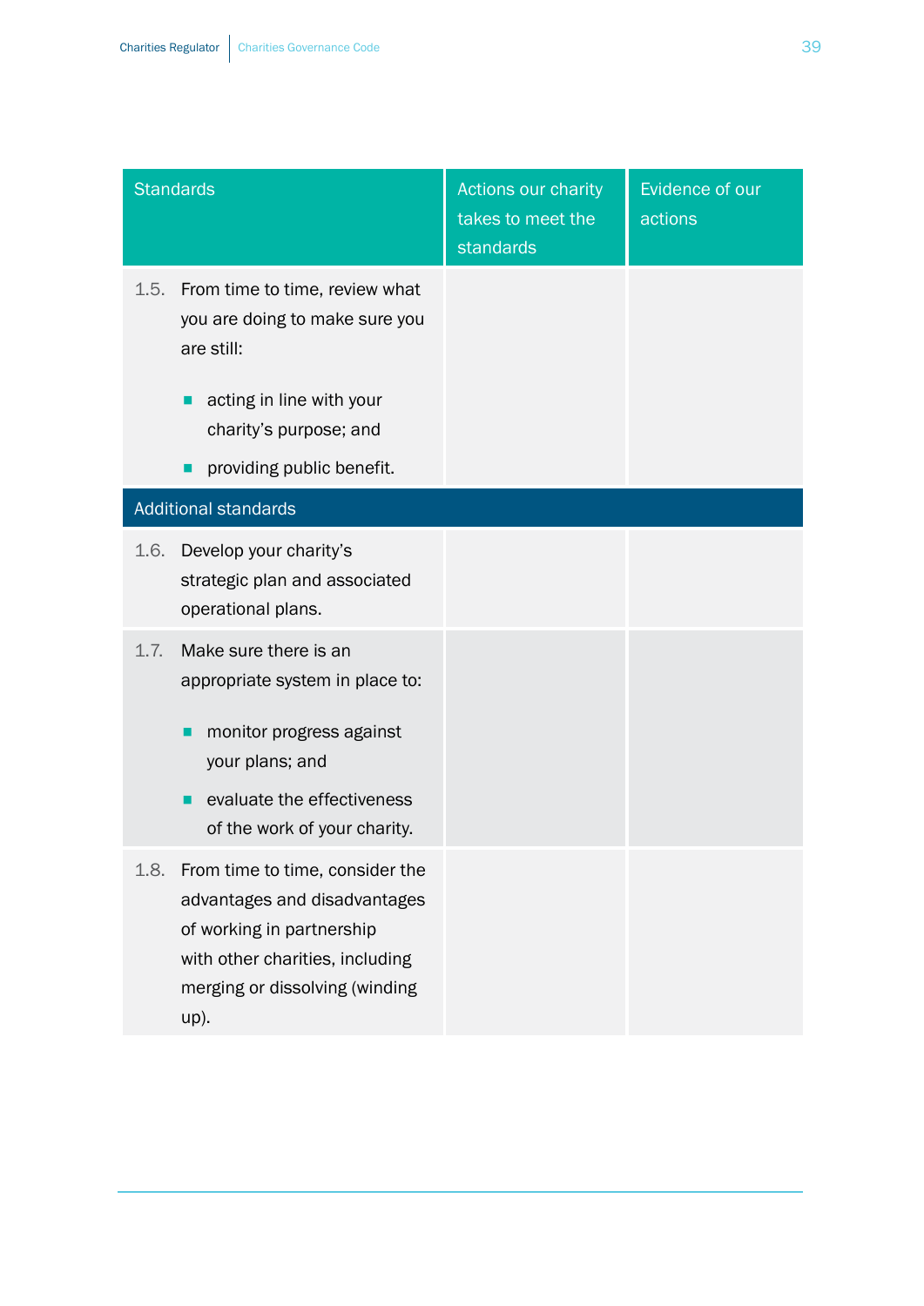| Standards | Actions our charity takes to meet the standards | Evidence of our actions |
| --- | --- | --- |
| 1.5. From time to time, review what you are doing to make sure you are still:<br><br>- acting in line with your charity's purpose; and<br>- providing public benefit. | | |
| **Additional standards** | | |
| 1.6. Develop your charity's strategic plan and associated operational plans. | | |
| 1.7. Make sure there is an appropriate system in place to:<br><br>- monitor progress against your plans; and<br>- evaluate the effectiveness of the work of your charity. | | |
| 1.8. From time to time, consider the advantages and disadvantages of working in partnership with other charities, including merging or dissolving (winding up). | | |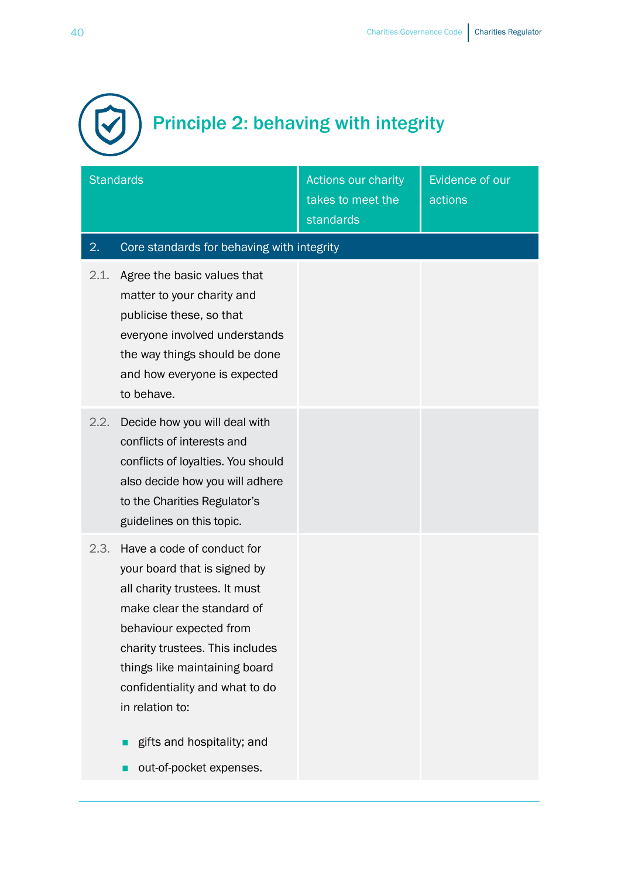# Principle 2: behaving with integrity

| Standards | Actions our charity takes to meet the standards | Evidence of our actions |
|---|---|---|
| **2. Core standards for behaving with integrity** | | |
| 2.1. Agree the basic values that matter to your charity and publicise these, so that everyone involved understands the way things should be done and how everyone is expected to behave. | | |
| 2.2. Decide how you will deal with conflicts of interests and conflicts of loyalties. You should also decide how you will adhere to the Charities Regulator's guidelines on this topic. | | |
| 2.3. Have a code of conduct for your board that is signed by all charity trustees. It must make clear the standard of behaviour expected from charity trustees. This includes things like maintaining board confidentiality and what to do in relation to:<br>▪ gifts and hospitality; and<br>▪ out-of-pocket expenses. | | |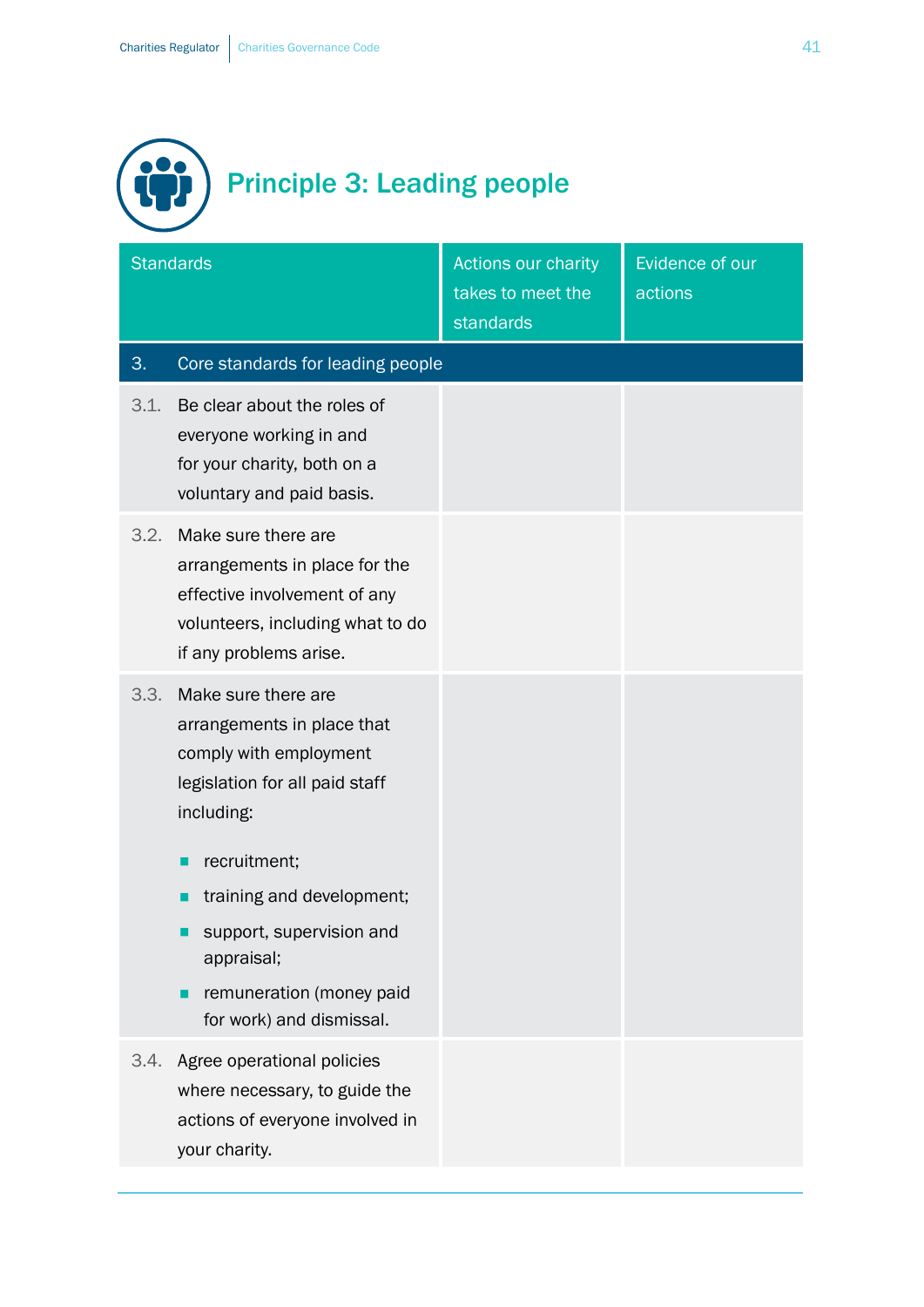# Principle 3: Leading people

| Standards | Actions our charity takes to meet the standards | Evidence of our actions |
|---|---|---|
| **3. Core standards for leading people** | | |
| 3.1. Be clear about the roles of everyone working in and for your charity, both on a voluntary and paid basis. | | |
| 3.2. Make sure there are arrangements in place for the effective involvement of any volunteers, including what to do if any problems arise. | | |
| 3.3. Make sure there are arrangements in place that comply with employment legislation for all paid staff including:<br>▪ recruitment;<br>▪ training and development;<br>▪ support, supervision and appraisal;<br>▪ remuneration (money paid for work) and dismissal. | | |
| 3.4. Agree operational policies where necessary, to guide the actions of everyone involved in your charity. | | |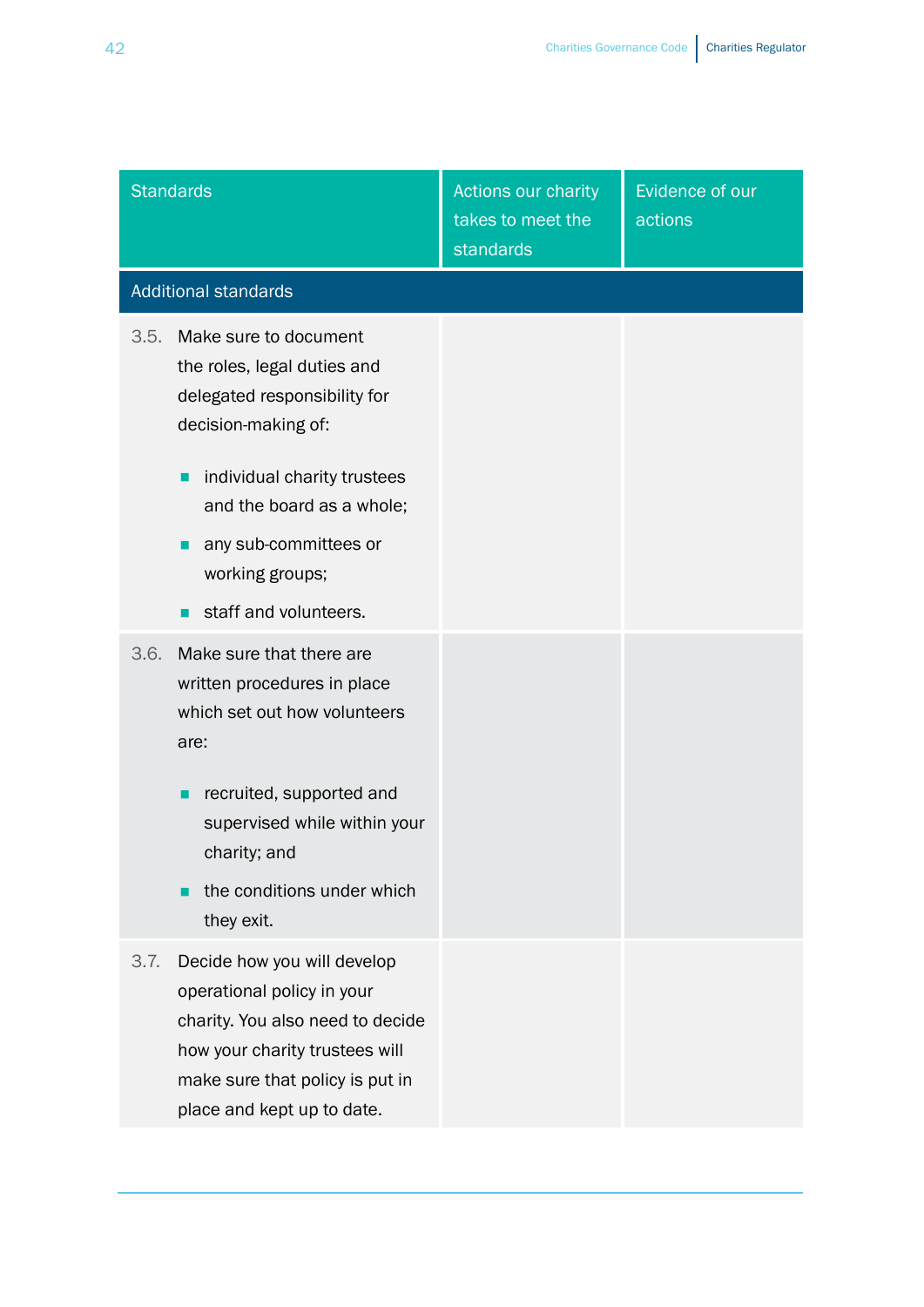| Standards | Actions our charity takes to meet the standards | Evidence of our actions |
|---|---|---|
| **Additional standards** | | |
| 3.5. Make sure to document the roles, legal duties and delegated responsibility for decision-making of:<br>▪ individual charity trustees and the board as a whole;<br>▪ any sub-committees or working groups;<br>▪ staff and volunteers. | | |
| 3.6. Make sure that there are written procedures in place which set out how volunteers are:<br>▪ recruited, supported and supervised while within your charity; and<br>▪ the conditions under which they exit. | | |
| 3.7. Decide how you will develop operational policy in your charity. You also need to decide how your charity trustees will make sure that policy is put in place and kept up to date. | | |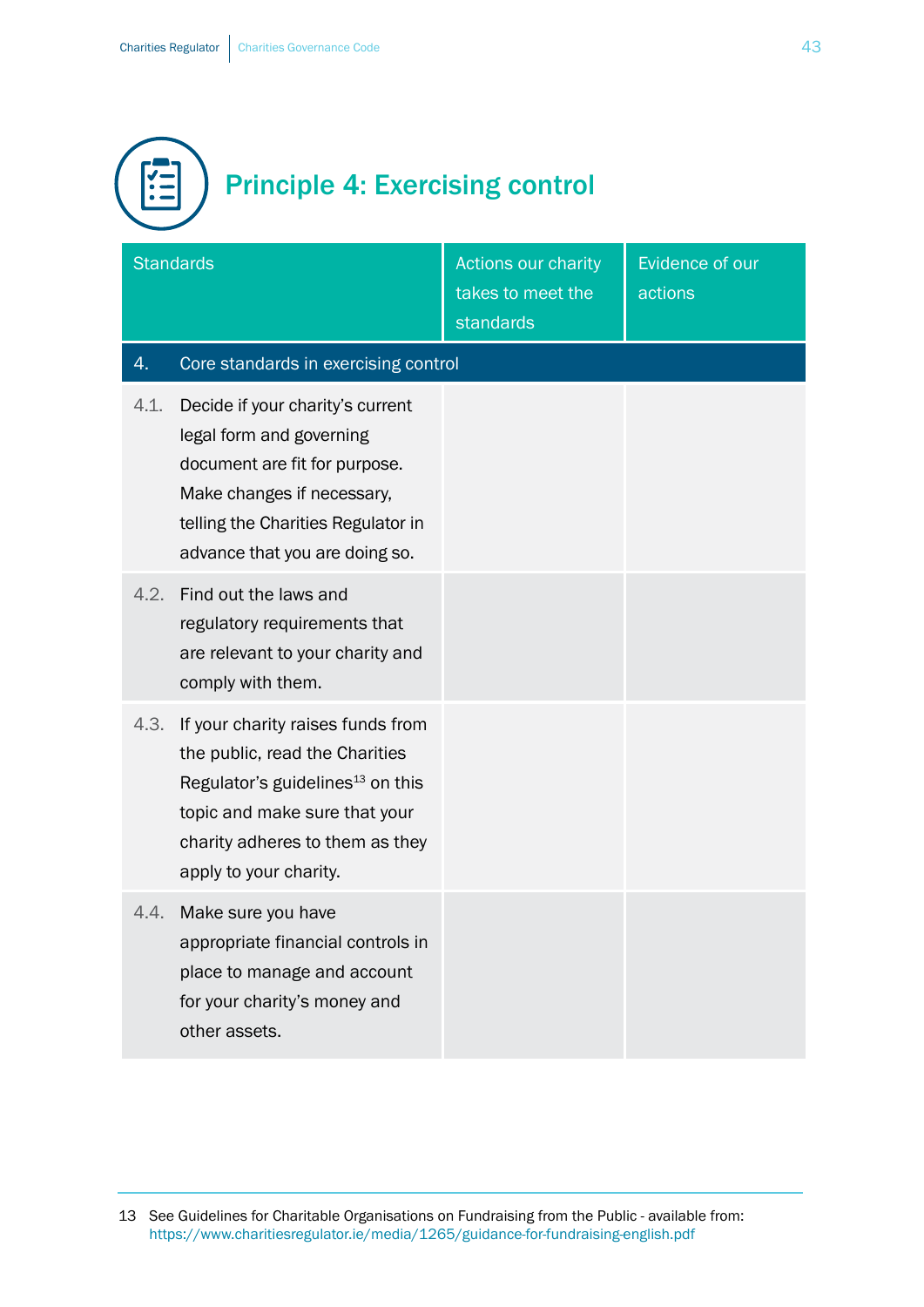# Principle 4: Exercising control

| Standards | Actions our charity takes to meet the standards | Evidence of our actions |
|---|---|---|
| **4. Core standards in exercising control** | | |
| 4.1. Decide if your charity's current legal form and governing document are fit for purpose. Make changes if necessary, telling the Charities Regulator in advance that you are doing so. | | |
| 4.2. Find out the laws and regulatory requirements that are relevant to your charity and comply with them. | | |
| 4.3. If your charity raises funds from the public, read the Charities Regulator's guidelines[13] on this topic and make sure that your charity adheres to them as they apply to your charity. | | |
| 4.4. Make sure you have appropriate financial controls in place to manage and account for your charity's money and other assets. | | |

13 See Guidelines for Charitable Organisations on Fundraising from the Public - available from: https://www.charitiesregulator.ie/media/1265/guidance-for-fundraising-english.pdf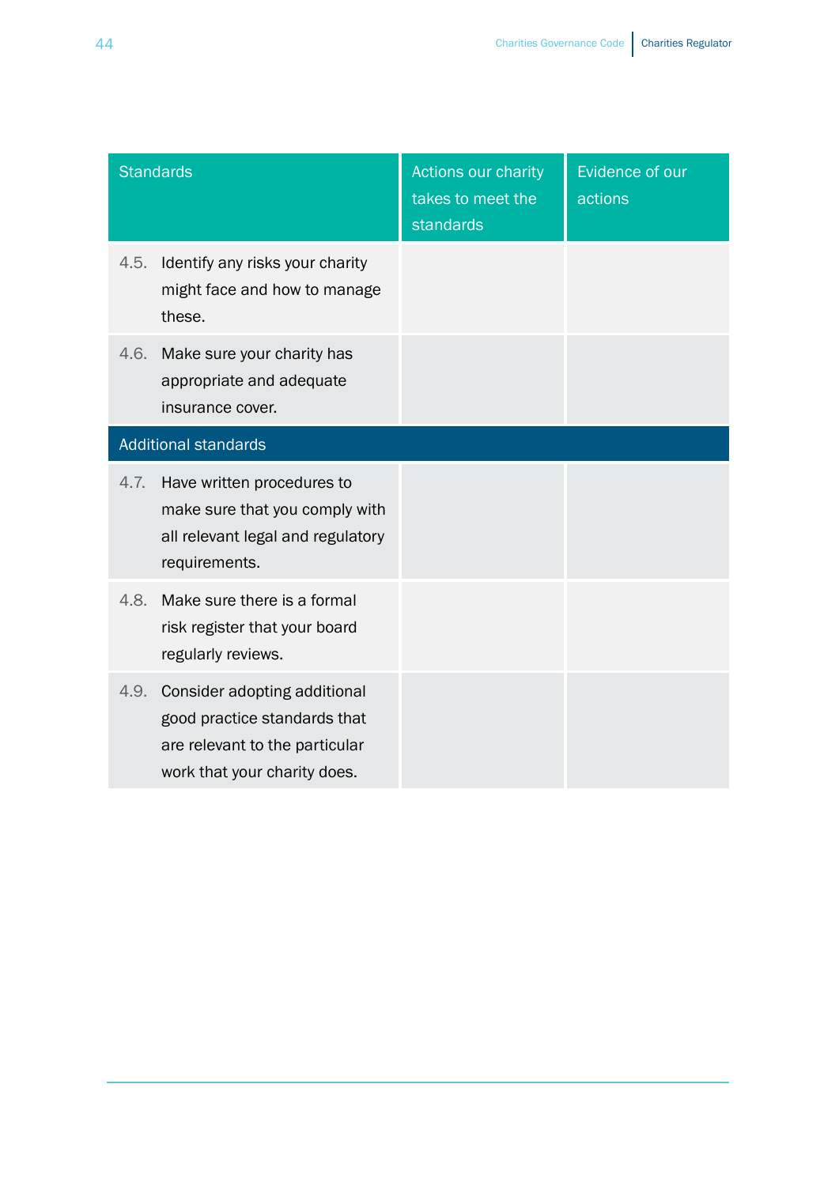| Standards | Actions our charity takes to meet the standards | Evidence of our actions |
|---|---|---|
| 4.5. Identify any risks your charity might face and how to manage these. | | |
| 4.6. Make sure your charity has appropriate and adequate insurance cover. | | |
| **Additional standards** | | |
| 4.7. Have written procedures to make sure that you comply with all relevant legal and regulatory requirements. | | |
| 4.8. Make sure there is a formal risk register that your board regularly reviews. | | |
| 4.9. Consider adopting additional good practice standards that are relevant to the particular work that your charity does. | | |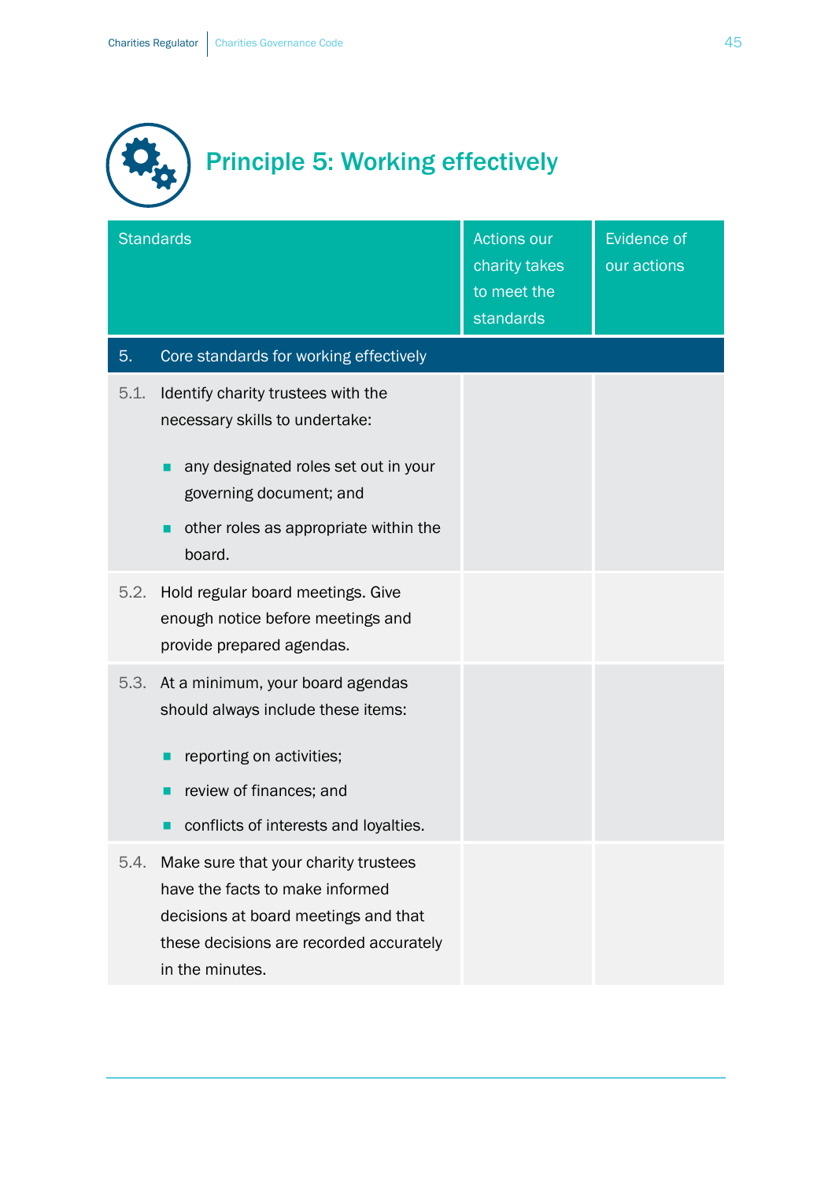# Principle 5: Working effectively

| Standards | Actions our charity takes to meet the standards | Evidence of our actions |
|---|---|---|
| **5. Core standards for working effectively** | | |
| 5.1. Identify charity trustees with the necessary skills to undertake:<br>▪ any designated roles set out in your governing document; and<br>▪ other roles as appropriate within the board. | | |
| 5.2. Hold regular board meetings. Give enough notice before meetings and provide prepared agendas. | | |
| 5.3. At a minimum, your board agendas should always include these items:<br>▪ reporting on activities;<br>▪ review of finances; and<br>▪ conflicts of interests and loyalties. | | |
| 5.4. Make sure that your charity trustees have the facts to make informed decisions at board meetings and that these decisions are recorded accurately in the minutes. | | |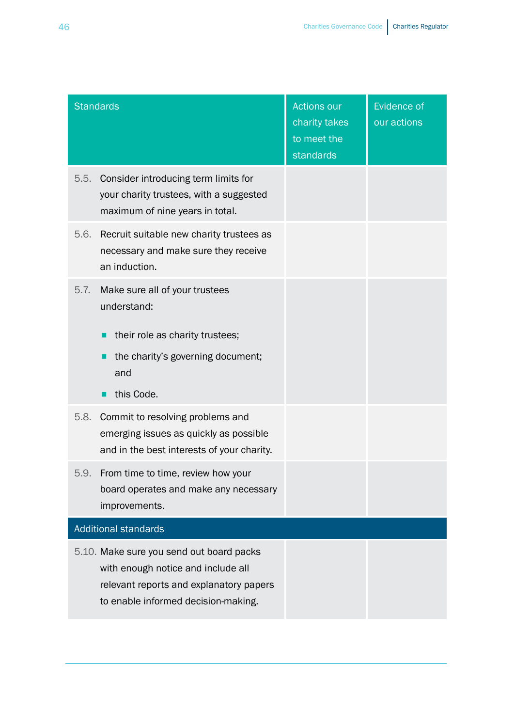| Standards | Actions our charity takes to meet the standards | Evidence of our actions |
|---|---|---|
| 5.5. Consider introducing term limits for your charity trustees, with a suggested maximum of nine years in total. | | |
| 5.6. Recruit suitable new charity trustees as necessary and make sure they receive an induction. | | |
| 5.7. Make sure all of your trustees understand:<br>■ their role as charity trustees;<br>■ the charity's governing document; and<br>■ this Code. | | |
| 5.8. Commit to resolving problems and emerging issues as quickly as possible and in the best interests of your charity. | | |
| 5.9. From time to time, review how your board operates and make any necessary improvements. | | |
| **Additional standards** | | |
| 5.10. Make sure you send out board packs with enough notice and include all relevant reports and explanatory papers to enable informed decision-making. | | |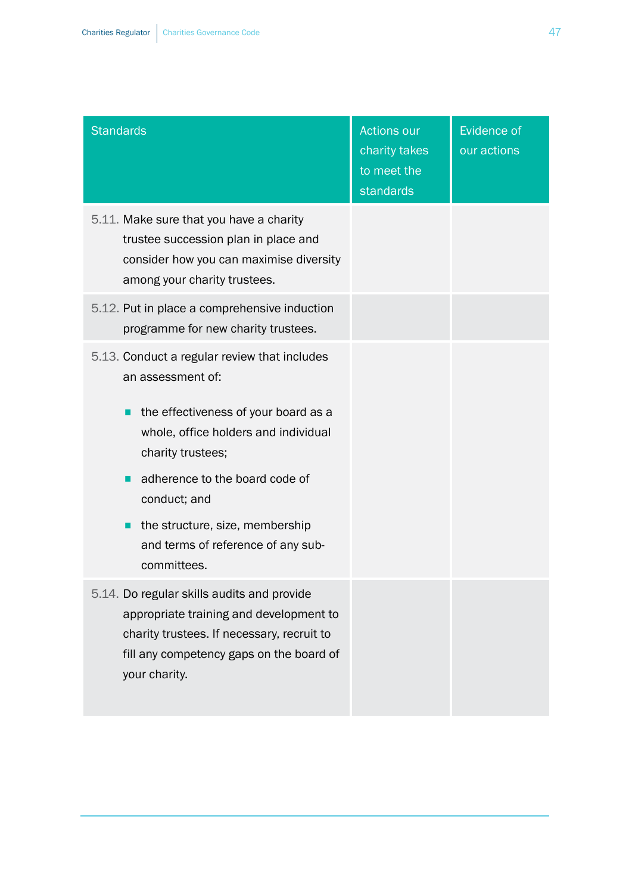| Standards | Actions our charity takes to meet the standards | Evidence of our actions |
|---|---|---|
| 5.11. Make sure that you have a charity trustee succession plan in place and consider how you can maximise diversity among your charity trustees. | | |
| 5.12. Put in place a comprehensive induction programme for new charity trustees. | | |
| 5.13. Conduct a regular review that includes an assessment of:<br>▪ the effectiveness of your board as a whole, office holders and individual charity trustees;<br>▪ adherence to the board code of conduct; and<br>▪ the structure, size, membership and terms of reference of any sub-committees. | | |
| 5.14. Do regular skills audits and provide appropriate training and development to charity trustees. If necessary, recruit to fill any competency gaps on the board of your charity. | | |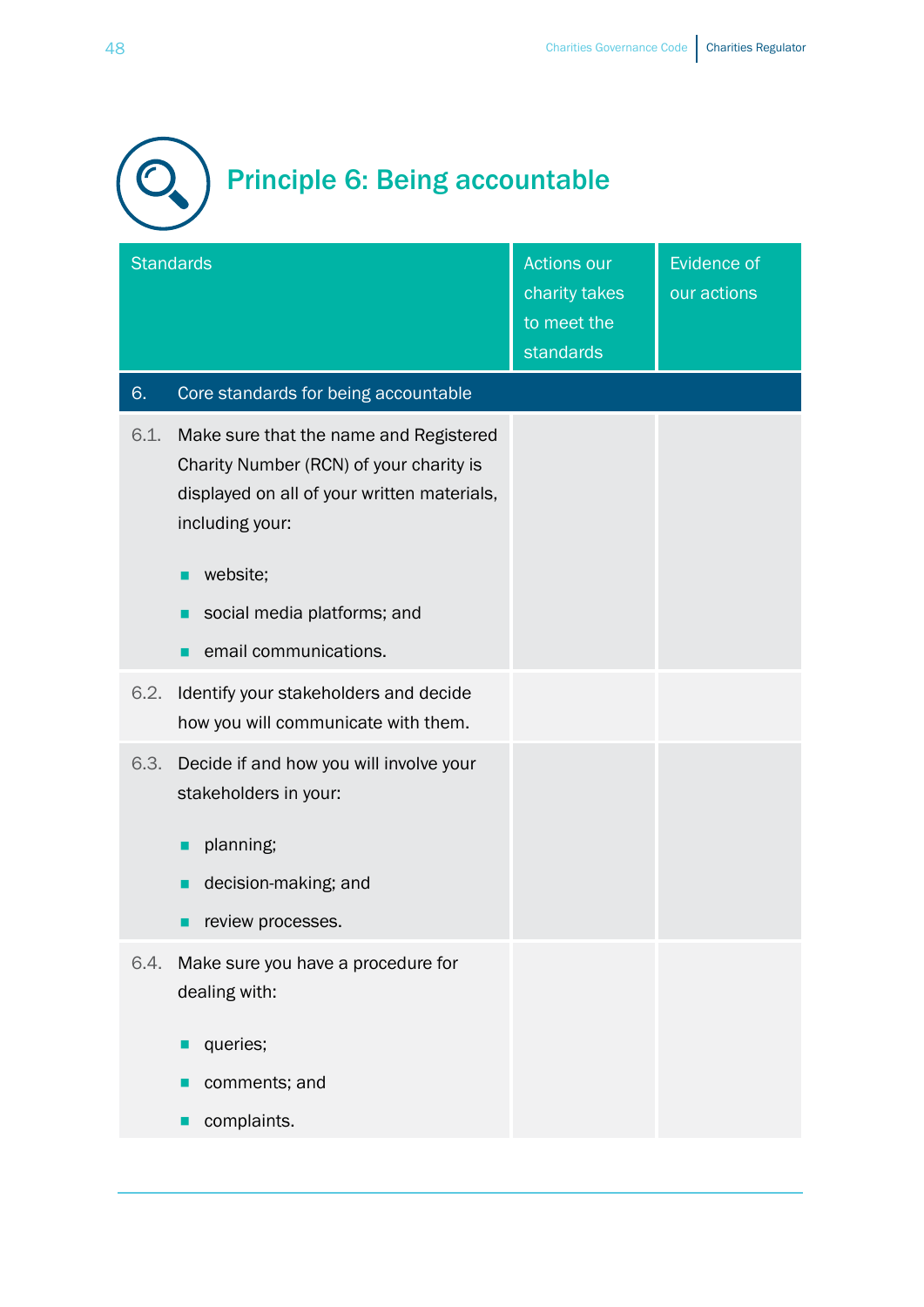# Principle 6: Being accountable

| Standards | Actions our charity takes to meet the standards | Evidence of our actions |
|---|---|---|
| **6. Core standards for being accountable** | | |
| 6.1. Make sure that the name and Registered Charity Number (RCN) of your charity is displayed on all of your written materials, including your:<br>▪ website;<br>▪ social media platforms; and<br>▪ email communications. | | |
| 6.2. Identify your stakeholders and decide how you will communicate with them. | | |
| 6.3. Decide if and how you will involve your stakeholders in your:<br>▪ planning;<br>▪ decision-making; and<br>▪ review processes. | | |
| 6.4. Make sure you have a procedure for dealing with:<br>▪ queries;<br>▪ comments; and<br>▪ complaints. | | |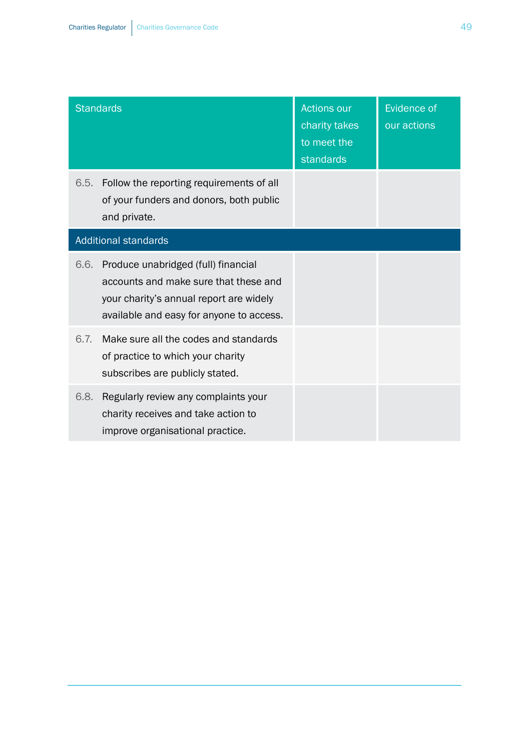| Standards | Actions our charity takes to meet the standards | Evidence of our actions |
|---|---|---|
| 6.5. Follow the reporting requirements of all of your funders and donors, both public and private. | | |
| **Additional standards** | | |
| 6.6. Produce unabridged (full) financial accounts and make sure that these and your charity's annual report are widely available and easy for anyone to access. | | |
| 6.7. Make sure all the codes and standards of practice to which your charity subscribes are publicly stated. | | |
| 6.8. Regularly review any complaints your charity receives and take action to improve organisational practice. | | |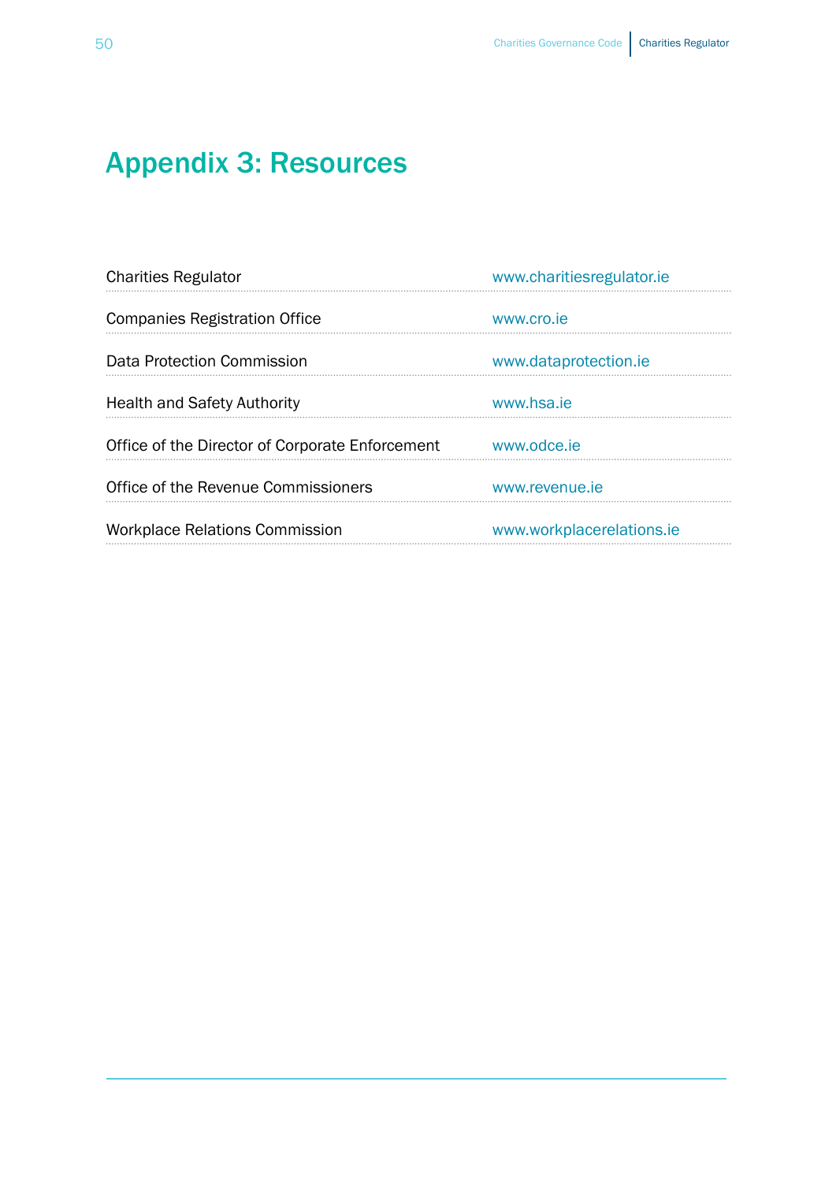# Appendix 3: Resources

| | |
|---|---|
| Charities Regulator | www.charitiesregulator.ie |
| Companies Registration Office | www.cro.ie |
| Data Protection Commission | www.dataprotection.ie |
| Health and Safety Authority | www.hsa.ie |
| Office of the Director of Corporate Enforcement | www.odce.ie |
| Office of the Revenue Commissioners | www.revenue.ie |
| Workplace Relations Commission | www.workplacerelations.ie |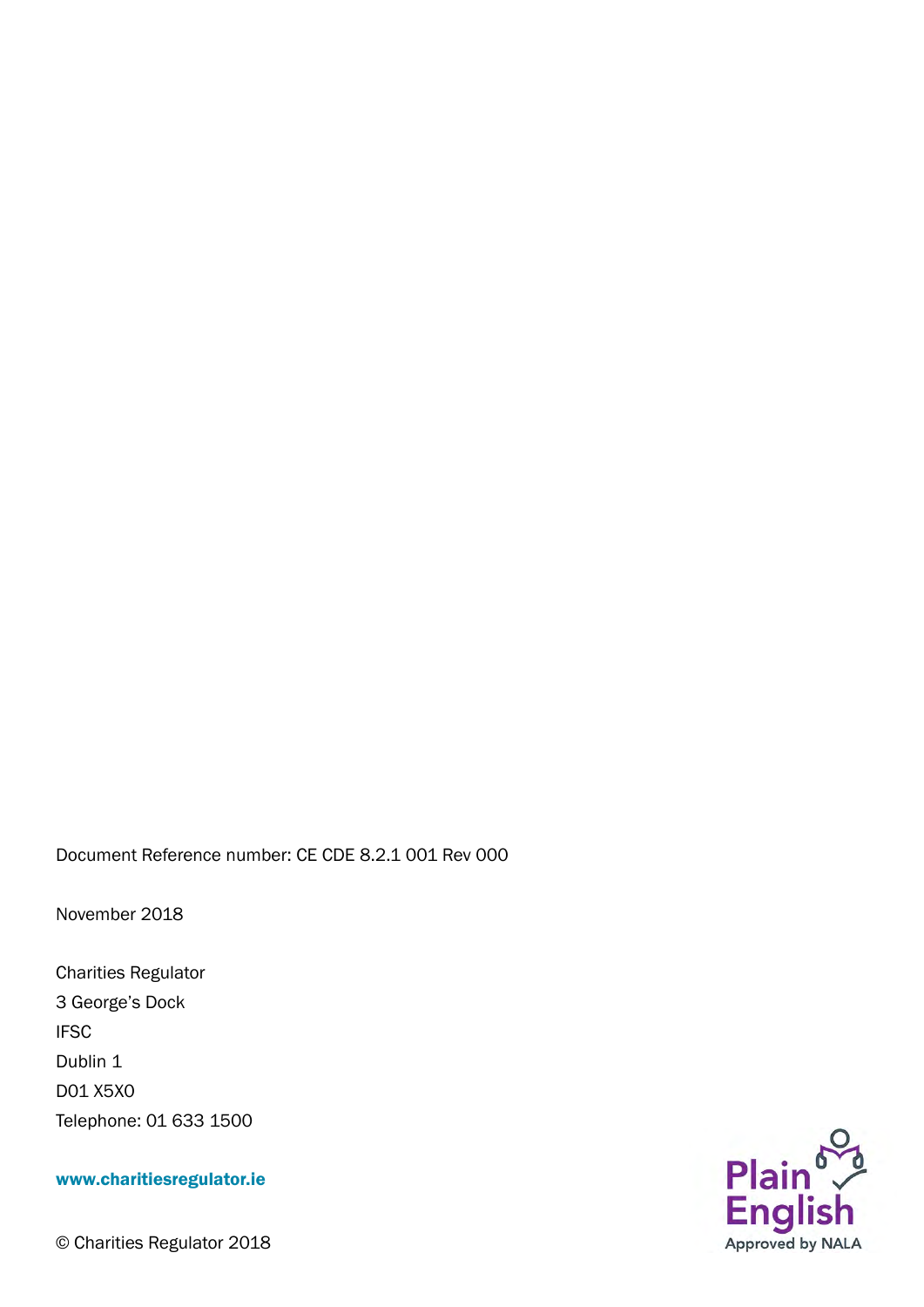Document Reference number: CE CDE 8.2.1 001 Rev 000

November 2018

Charities Regulator
3 George's Dock
IFSC
Dublin 1
D01 X5X0
Telephone: 01 633 1500

**www.charitiesregulator.ie**

© Charities Regulator 2018

Plain English
Approved by NALA